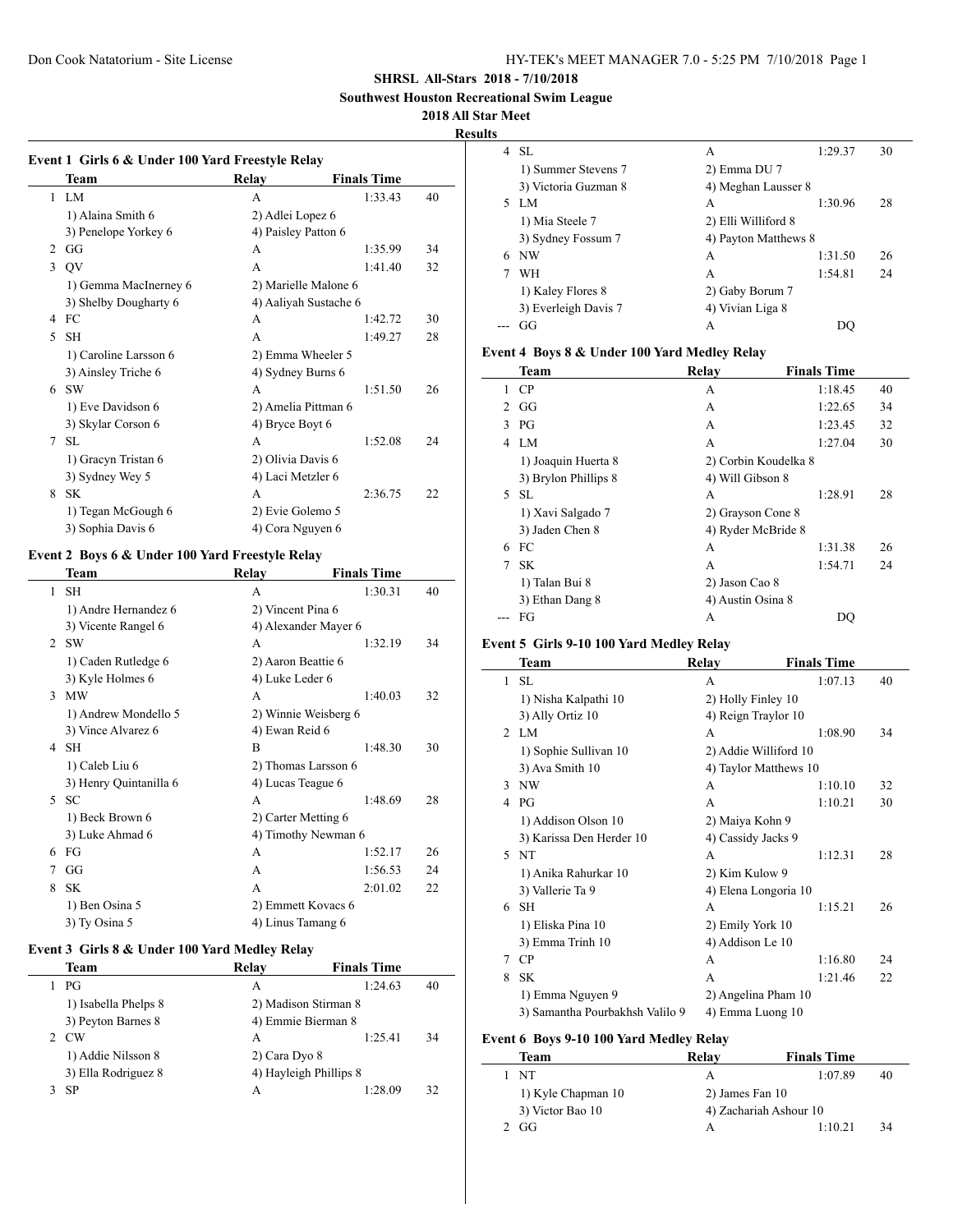**SHRSL All-Stars 2018 - 7/10/2018**

**Southwest Houston Recreational Swim League**

**2018 All Star Meet**

**Results**

### Event 1 Girls 6 & Under 100 Yard Freestyle Relay

| | Team | Relay | Finals Time | |
|---|---|---|---|---|
| 1 | LM | A | 1:33.43 | 40 |
| | 1) Alaina Smith 6 | 2) Adlei Lopez 6 | | |
| | 3) Penelope Yorkey 6 | 4) Paisley Patton 6 | | |
| 2 | GG | A | 1:35.99 | 34 |
| 3 | QV | A | 1:41.40 | 32 |
| | 1) Gemma MacInerney 6 | 2) Marielle Malone 6 | | |
| | 3) Shelby Dougharty 6 | 4) Aaliyah Sustache 6 | | |
| 4 | FC | A | 1:42.72 | 30 |
| 5 | SH | A | 1:49.27 | 28 |
| | 1) Caroline Larsson 6 | 2) Emma Wheeler 5 | | |
| | 3) Ainsley Triche 6 | 4) Sydney Burns 6 | | |
| 6 | SW | A | 1:51.50 | 26 |
| | 1) Eve Davidson 6 | 2) Amelia Pittman 6 | | |
| | 3) Skylar Corson 6 | 4) Bryce Boyt 6 | | |
| 7 | SL | A | 1:52.08 | 24 |
| | 1) Gracyn Tristan 6 | 2) Olivia Davis 6 | | |
| | 3) Sydney Wey 5 | 4) Laci Metzler 6 | | |
| 8 | SK | A | 2:36.75 | 22 |
| | 1) Tegan McGough 6 | 2) Evie Golemo 5 | | |
| | 3) Sophia Davis 6 | 4) Cora Nguyen 6 | | |

### Event 2 Boys 6 & Under 100 Yard Freestyle Relay

| | Team | Relay | Finals Time | |
|---|---|---|---|---|
| 1 | SH | A | 1:30.31 | 40 |
| | 1) Andre Hernandez 6 | 2) Vincent Pina 6 | | |
| | 3) Vicente Rangel 6 | 4) Alexander Mayer 6 | | |
| 2 | SW | A | 1:32.19 | 34 |
| | 1) Caden Rutledge 6 | 2) Aaron Beattie 6 | | |
| | 3) Kyle Holmes 6 | 4) Luke Leder 6 | | |
| 3 | MW | A | 1:40.03 | 32 |
| | 1) Andrew Mondello 5 | 2) Winnie Weisberg 6 | | |
| | 3) Vince Alvarez 6 | 4) Ewan Reid 6 | | |
| 4 | SH | B | 1:48.30 | 30 |
| | 1) Caleb Liu 6 | 2) Thomas Larsson 6 | | |
| | 3) Henry Quintanilla 6 | 4) Lucas Teague 6 | | |
| 5 | SC | A | 1:48.69 | 28 |
| | 1) Beck Brown 6 | 2) Carter Metting 6 | | |
| | 3) Luke Ahmad 6 | 4) Timothy Newman 6 | | |
| 6 | FG | A | 1:52.17 | 26 |
| 7 | GG | A | 1:56.53 | 24 |
| 8 | SK | A | 2:01.02 | 22 |
| | 1) Ben Osina 5 | 2) Emmett Kovacs 6 | | |
| | 3) Ty Osina 5 | 4) Linus Tamang 6 | | |

### Event 3 Girls 8 & Under 100 Yard Medley Relay

| | Team | Relay | Finals Time | |
|---|---|---|---|---|
| 1 | PG | A | 1:24.63 | 40 |
| | 1) Isabella Phelps 8 | 2) Madison Stirman 8 | | |
| | 3) Peyton Barnes 8 | 4) Emmie Bierman 8 | | |
| 2 | CW | A | 1:25.41 | 34 |
| | 1) Addie Nilsson 8 | 2) Cara Dyo 8 | | |
| | 3) Ella Rodriguez 8 | 4) Hayleigh Phillips 8 | | |
| 3 | SP | A | 1:28.09 | 32 |
| 4 | SL | A | 1:29.37 | 30 |
| | 1) Summer Stevens 7 | 2) Emma DU 7 | | |
| | 3) Victoria Guzman 8 | 4) Meghan Lausser 8 | | |
| 5 | LM | A | 1:30.96 | 28 |
| | 1) Mia Steele 7 | 2) Elli Williford 8 | | |
| | 3) Sydney Fossum 7 | 4) Payton Matthews 8 | | |
| 6 | NW | A | 1:31.50 | 26 |
| 7 | WH | A | 1:54.81 | 24 |
| | 1) Kaley Flores 8 | 2) Gaby Borum 7 | | |
| | 3) Everleigh Davis 7 | 4) Vivian Liga 8 | | |
| --- | GG | A | DQ | |

### Event 4 Boys 8 & Under 100 Yard Medley Relay

| | Team | Relay | Finals Time | |
|---|---|---|---|---|
| 1 | CP | A | 1:18.45 | 40 |
| 2 | GG | A | 1:22.65 | 34 |
| 3 | PG | A | 1:23.45 | 32 |
| 4 | LM | A | 1:27.04 | 30 |
| | 1) Joaquin Huerta 8 | 2) Corbin Koudelka 8 | | |
| | 3) Brylon Phillips 8 | 4) Will Gibson 8 | | |
| 5 | SL | A | 1:28.91 | 28 |
| | 1) Xavi Salgado 7 | 2) Grayson Cone 8 | | |
| | 3) Jaden Chen 8 | 4) Ryder McBride 8 | | |
| 6 | FC | A | 1:31.38 | 26 |
| 7 | SK | A | 1:54.71 | 24 |
| | 1) Talan Bui 8 | 2) Jason Cao 8 | | |
| | 3) Ethan Dang 8 | 4) Austin Osina 8 | | |
| --- | FG | A | DQ | |

### Event 5 Girls 9-10 100 Yard Medley Relay

| | Team | Relay | Finals Time | |
|---|---|---|---|---|
| 1 | SL | A | 1:07.13 | 40 |
| | 1) Nisha Kalpathi 10 | 2) Holly Finley 10 | | |
| | 3) Ally Ortiz 10 | 4) Reign Traylor 10 | | |
| 2 | LM | A | 1:08.90 | 34 |
| | 1) Sophie Sullivan 10 | 2) Addie Williford 10 | | |
| | 3) Ava Smith 10 | 4) Taylor Matthews 10 | | |
| 3 | NW | A | 1:10.10 | 32 |
| 4 | PG | A | 1:10.21 | 30 |
| | 1) Addison Olson 10 | 2) Maiya Kohn 9 | | |
| | 3) Karissa Den Herder 10 | 4) Cassidy Jacks 9 | | |
| 5 | NT | A | 1:12.31 | 28 |
| | 1) Anika Rahurkar 10 | 2) Kim Kulow 9 | | |
| | 3) Vallerie Ta 9 | 4) Elena Longoria 10 | | |
| 6 | SH | A | 1:15.21 | 26 |
| | 1) Eliska Pina 10 | 2) Emily York 10 | | |
| | 3) Emma Trinh 10 | 4) Addison Le 10 | | |
| 7 | CP | A | 1:16.80 | 24 |
| 8 | SK | A | 1:21.46 | 22 |
| | 1) Emma Nguyen 9 | 2) Angelina Pham 10 | | |
| | 3) Samantha Pourbakhsh Valilo 9 | 4) Emma Luong 10 | | |

### Event 6 Boys 9-10 100 Yard Medley Relay

| | Team | Relay | Finals Time | |
|---|---|---|---|---|
| 1 | NT | A | 1:07.89 | 40 |
| | 1) Kyle Chapman 10 | 2) James Fan 10 | | |
| | 3) Victor Bao 10 | 4) Zachariah Ashour 10 | | |
| 2 | GG | A | 1:10.21 | 34 |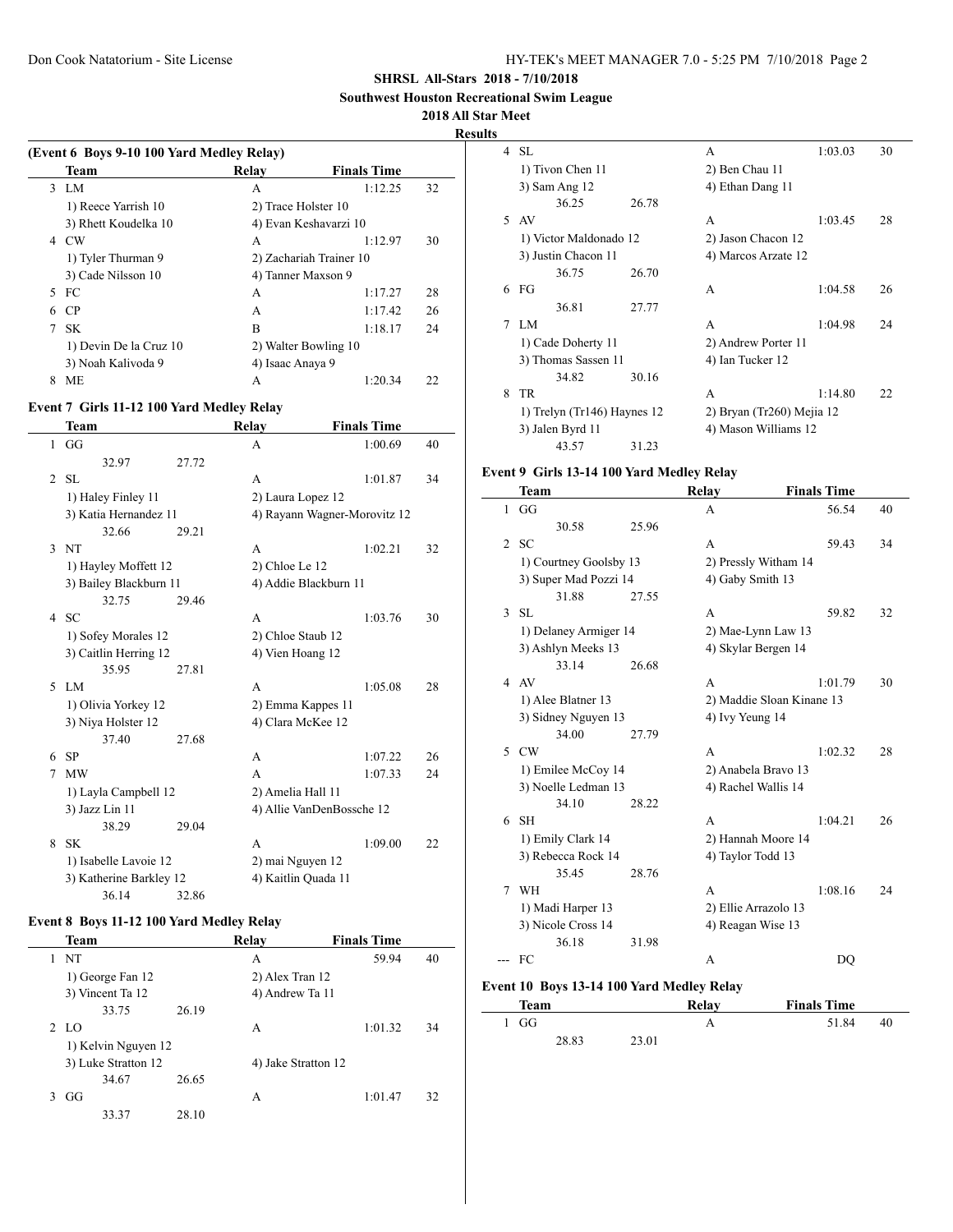**SHRSL All-Stars 2018 - 7/10/2018**

**Southwest Houston Recreational Swim League**

**2018 All Star Meet**

**Results**

### (Event 6 Boys 9-10 100 Yard Medley Relay)

| | Team | Relay | Finals Time | |
|---|---|---|---|---|
| 3 | LM | A | 1:12.25 | 32 |
| | 1) Reece Yarrish 10 | 2) Trace Holster 10 | | |
| | 3) Rhett Koudelka 10 | 4) Evan Keshavarzi 10 | | |
| 4 | CW | A | 1:12.97 | 30 |
| | 1) Tyler Thurman 9 | 2) Zachariah Trainer 10 | | |
| | 3) Cade Nilsson 10 | 4) Tanner Maxson 9 | | |
| 5 | FC | A | 1:17.27 | 28 |
| 6 | CP | A | 1:17.42 | 26 |
| 7 | SK | B | 1:18.17 | 24 |
| | 1) Devin De la Cruz 10 | 2) Walter Bowling 10 | | |
| | 3) Noah Kalivoda 9 | 4) Isaac Anaya 9 | | |
| 8 | ME | A | 1:20.34 | 22 |

### Event 7 Girls 11-12 100 Yard Medley Relay

| | Team | Relay | Finals Time | |
|---|---|---|---|---|
| 1 | GG | A | 1:00.69 | 40 |
| | 32.97 27.72 | | | |
| 2 | SL | A | 1:01.87 | 34 |
| | 1) Haley Finley 11 | 2) Laura Lopez 12 | | |
| | 3) Katia Hernandez 11 | 4) Rayann Wagner-Morovitz 12 | | |
| | 32.66 29.21 | | | |
| 3 | NT | A | 1:02.21 | 32 |
| | 1) Hayley Moffett 12 | 2) Chloe Le 12 | | |
| | 3) Bailey Blackburn 11 | 4) Addie Blackburn 11 | | |
| | 32.75 29.46 | | | |
| 4 | SC | A | 1:03.76 | 30 |
| | 1) Sofey Morales 12 | 2) Chloe Staub 12 | | |
| | 3) Caitlin Herring 12 | 4) Vien Hoang 12 | | |
| | 35.95 27.81 | | | |
| 5 | LM | A | 1:05.08 | 28 |
| | 1) Olivia Yorkey 12 | 2) Emma Kappes 11 | | |
| | 3) Niya Holster 12 | 4) Clara McKee 12 | | |
| | 37.40 27.68 | | | |
| 6 | SP | A | 1:07.22 | 26 |
| 7 | MW | A | 1:07.33 | 24 |
| | 1) Layla Campbell 12 | 2) Amelia Hall 11 | | |
| | 3) Jazz Lin 11 | 4) Allie VanDenBossche 12 | | |
| | 38.29 29.04 | | | |
| 8 | SK | A | 1:09.00 | 22 |
| | 1) Isabelle Lavoie 12 | 2) mai Nguyen 12 | | |
| | 3) Katherine Barkley 12 | 4) Kaitlin Quada 11 | | |
| | 36.14 32.86 | | | |

### Event 8 Boys 11-12 100 Yard Medley Relay

| | Team | Relay | Finals Time | |
|---|---|---|---|---|
| 1 | NT | A | 59.94 | 40 |
| | 1) George Fan 12 | 2) Alex Tran 12 | | |
| | 3) Vincent Ta 12 | 4) Andrew Ta 11 | | |
| | 33.75 26.19 | | | |
| 2 | LO | A | 1:01.32 | 34 |
| | 1) Kelvin Nguyen 12 | | | |
| | 3) Luke Stratton 12 | 4) Jake Stratton 12 | | |
| | 34.67 26.65 | | | |
| 3 | GG | A | 1:01.47 | 32 |
| | 33.37 28.10 | | | |
| 4 | SL | A | 1:03.03 | 30 |
| | 1) Tivon Chen 11 | 2) Ben Chau 11 | | |
| | 3) Sam Ang 12 | 4) Ethan Dang 11 | | |
| | 36.25 26.78 | | | |
| 5 | AV | A | 1:03.45 | 28 |
| | 1) Victor Maldonado 12 | 2) Jason Chacon 12 | | |
| | 3) Justin Chacon 11 | 4) Marcos Arzate 12 | | |
| | 36.75 26.70 | | | |
| 6 | FG | A | 1:04.58 | 26 |
| | 36.81 27.77 | | | |
| 7 | LM | A | 1:04.98 | 24 |
| | 1) Cade Doherty 11 | 2) Andrew Porter 11 | | |
| | 3) Thomas Sassen 11 | 4) Ian Tucker 12 | | |
| | 34.82 30.16 | | | |
| 8 | TR | A | 1:14.80 | 22 |
| | 1) Trelyn (Tr146) Haynes 12 | 2) Bryan (Tr260) Mejia 12 | | |
| | 3) Jalen Byrd 11 | 4) Mason Williams 12 | | |
| | 43.57 31.23 | | | |

### Event 9 Girls 13-14 100 Yard Medley Relay

| | Team | Relay | Finals Time | |
|---|---|---|---|---|
| 1 | GG | A | 56.54 | 40 |
| | 30.58 25.96 | | | |
| 2 | SC | A | 59.43 | 34 |
| | 1) Courtney Goolsby 13 | 2) Pressly Witham 14 | | |
| | 3) Super Mad Pozzi 14 | 4) Gaby Smith 13 | | |
| | 31.88 27.55 | | | |
| 3 | SL | A | 59.82 | 32 |
| | 1) Delaney Armiger 14 | 2) Mae-Lynn Law 13 | | |
| | 3) Ashlyn Meeks 13 | 4) Skylar Bergen 14 | | |
| | 33.14 26.68 | | | |
| 4 | AV | A | 1:01.79 | 30 |
| | 1) Alee Blatner 13 | 2) Maddie Sloan Kinane 13 | | |
| | 3) Sidney Nguyen 13 | 4) Ivy Yeung 14 | | |
| | 34.00 27.79 | | | |
| 5 | CW | A | 1:02.32 | 28 |
| | 1) Emilee McCoy 14 | 2) Anabela Bravo 13 | | |
| | 3) Noelle Ledman 13 | 4) Rachel Wallis 14 | | |
| | 34.10 28.22 | | | |
| 6 | SH | A | 1:04.21 | 26 |
| | 1) Emily Clark 14 | 2) Hannah Moore 14 | | |
| | 3) Rebecca Rock 14 | 4) Taylor Todd 13 | | |
| | 35.45 28.76 | | | |
| 7 | WH | A | 1:08.16 | 24 |
| | 1) Madi Harper 13 | 2) Ellie Arrazolo 13 | | |
| | 3) Nicole Cross 14 | 4) Reagan Wise 13 | | |
| | 36.18 31.98 | | | |
| --- | FC | A | DQ | |

### Event 10 Boys 13-14 100 Yard Medley Relay

| | Team | Relay | Finals Time | |
|---|---|---|---|---|
| 1 | GG | A | 51.84 | 40 |
| | 28.83 23.01 | | | |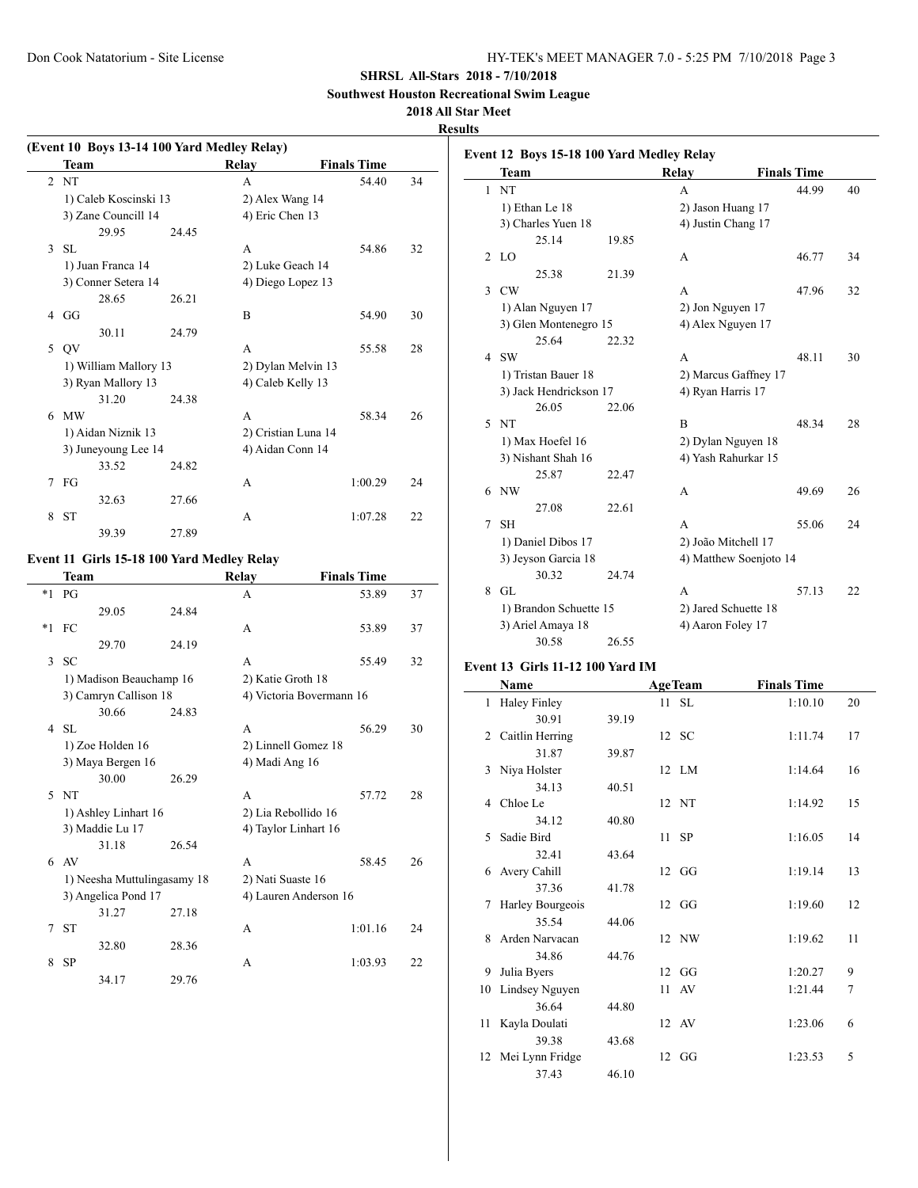**SHRSL All-Stars 2018 - 7/10/2018**

**Southwest Houston Recreational Swim League**

**2018 All Star Meet**

**Results**

### (Event 10 Boys 13-14 100 Yard Medley Relay)

| | Team | Relay | Finals Time | |
|---|---|---|---|---|
| 2 | NT | A | 54.40 | 34 |
| | 1) Caleb Koscinski 13 | 2) Alex Wang 14 | | |
| | 3) Zane Councill 14 | 4) Eric Chen 13 | | |
| | 29.95 24.45 | | | |
| 3 | SL | A | 54.86 | 32 |
| | 1) Juan Franca 14 | 2) Luke Geach 14 | | |
| | 3) Conner Setera 14 | 4) Diego Lopez 13 | | |
| | 28.65 26.21 | | | |
| 4 | GG | B | 54.90 | 30 |
| | 30.11 24.79 | | | |
| 5 | QV | A | 55.58 | 28 |
| | 1) William Mallory 13 | 2) Dylan Melvin 13 | | |
| | 3) Ryan Mallory 13 | 4) Caleb Kelly 13 | | |
| | 31.20 24.38 | | | |
| 6 | MW | A | 58.34 | 26 |
| | 1) Aidan Niznik 13 | 2) Cristian Luna 14 | | |
| | 3) Juneyoung Lee 14 | 4) Aidan Conn 14 | | |
| | 33.52 24.82 | | | |
| 7 | FG | A | 1:00.29 | 24 |
| | 32.63 27.66 | | | |
| 8 | ST | A | 1:07.28 | 22 |
| | 39.39 27.89 | | | |

### Event 11 Girls 15-18 100 Yard Medley Relay

| | Team | Relay | Finals Time | |
|---|---|---|---|---|
| *1 | PG | A | 53.89 | 37 |
| | 29.05 24.84 | | | |
| *1 | FC | A | 53.89 | 37 |
| | 29.70 24.19 | | | |
| 3 | SC | A | 55.49 | 32 |
| | 1) Madison Beauchamp 16 | 2) Katie Groth 18 | | |
| | 3) Camryn Callison 18 | 4) Victoria Bovermann 16 | | |
| | 30.66 24.83 | | | |
| 4 | SL | A | 56.29 | 30 |
| | 1) Zoe Holden 16 | 2) Linnell Gomez 18 | | |
| | 3) Maya Bergen 16 | 4) Madi Ang 16 | | |
| | 30.00 26.29 | | | |
| 5 | NT | A | 57.72 | 28 |
| | 1) Ashley Linhart 16 | 2) Lia Rebollido 16 | | |
| | 3) Maddie Lu 17 | 4) Taylor Linhart 16 | | |
| | 31.18 26.54 | | | |
| 6 | AV | A | 58.45 | 26 |
| | 1) Neesha Muttulingasamy 18 | 2) Nati Suaste 16 | | |
| | 3) Angelica Pond 17 | 4) Lauren Anderson 16 | | |
| | 31.27 27.18 | | | |
| 7 | ST | A | 1:01.16 | 24 |
| | 32.80 28.36 | | | |
| 8 | SP | A | 1:03.93 | 22 |
| | 34.17 29.76 | | | |

### Event 12 Boys 15-18 100 Yard Medley Relay

| | Team | Relay | Finals Time | |
|---|---|---|---|---|
| 1 | NT | A | 44.99 | 40 |
| | 1) Ethan Le 18 | 2) Jason Huang 17 | | |
| | 3) Charles Yuen 18 | 4) Justin Chang 17 | | |
| | 25.14 19.85 | | | |
| 2 | LO | A | 46.77 | 34 |
| | 25.38 21.39 | | | |
| 3 | CW | A | 47.96 | 32 |
| | 1) Alan Nguyen 17 | 2) Jon Nguyen 17 | | |
| | 3) Glen Montenegro 15 | 4) Alex Nguyen 17 | | |
| | 25.64 22.32 | | | |
| 4 | SW | A | 48.11 | 30 |
| | 1) Tristan Bauer 18 | 2) Marcus Gaffney 17 | | |
| | 3) Jack Hendrickson 17 | 4) Ryan Harris 17 | | |
| | 26.05 22.06 | | | |
| 5 | NT | B | 48.34 | 28 |
| | 1) Max Hoefel 16 | 2) Dylan Nguyen 18 | | |
| | 3) Nishant Shah 16 | 4) Yash Rahurkar 15 | | |
| | 25.87 22.47 | | | |
| 6 | NW | A | 49.69 | 26 |
| | 27.08 22.61 | | | |
| 7 | SH | A | 55.06 | 24 |
| | 1) Daniel Dibos 17 | 2) João Mitchell 17 | | |
| | 3) Jeyson Garcia 18 | 4) Matthew Soenjoto 14 | | |
| | 30.32 24.74 | | | |
| 8 | GL | A | 57.13 | 22 |
| | 1) Brandon Schuette 15 | 2) Jared Schuette 18 | | |
| | 3) Ariel Amaya 18 | 4) Aaron Foley 17 | | |
| | 30.58 26.55 | | | |

### Event 13 Girls 11-12 100 Yard IM

| | Name | Age | Team | Finals Time | |
|---|---|---|---|---|---|
| 1 | Haley Finley | 11 | SL | 1:10.10 | 20 |
| | 30.91 39.19 | | | | |
| 2 | Caitlin Herring | 12 | SC | 1:11.74 | 17 |
| | 31.87 39.87 | | | | |
| 3 | Niya Holster | 12 | LM | 1:14.64 | 16 |
| | 34.13 40.51 | | | | |
| 4 | Chloe Le | 12 | NT | 1:14.92 | 15 |
| | 34.12 40.80 | | | | |
| 5 | Sadie Bird | 11 | SP | 1:16.05 | 14 |
| | 32.41 43.64 | | | | |
| 6 | Avery Cahill | 12 | GG | 1:19.14 | 13 |
| | 37.36 41.78 | | | | |
| 7 | Harley Bourgeois | 12 | GG | 1:19.60 | 12 |
| | 35.54 44.06 | | | | |
| 8 | Arden Narvacan | 12 | NW | 1:19.62 | 11 |
| | 34.86 44.76 | | | | |
| 9 | Julia Byers | 12 | GG | 1:20.27 | 9 |
| 10 | Lindsey Nguyen | 11 | AV | 1:21.44 | 7 |
| | 36.64 44.80 | | | | |
| 11 | Kayla Doulati | 12 | AV | 1:23.06 | 6 |
| | 39.38 43.68 | | | | |
| 12 | Mei Lynn Fridge | 12 | GG | 1:23.53 | 5 |
| | 37.43 46.10 | | | | |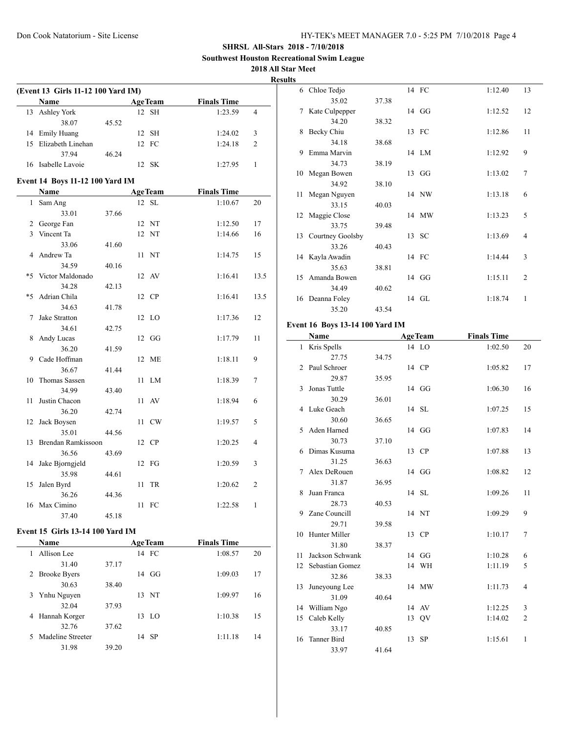**SHRSL All-Stars 2018 - 7/10/2018**

**Southwest Houston Recreational Swim League**

**2018 All Star Meet**

**Results**

### (Event 13 Girls 11-12 100 Yard IM)

| | Name | | Age | Team | Finals Time | |
|---|---|---|---|---|---|---|
| 13 | Ashley York | | 12 | SH | 1:23.59 | 4 |
| | 38.07 | 45.52 | | | | |
| 14 | Emily Huang | | 12 | SH | 1:24.02 | 3 |
| 15 | Elizabeth Linehan | | 12 | FC | 1:24.18 | 2 |
| | 37.94 | 46.24 | | | | |
| 16 | Isabelle Lavoie | | 12 | SK | 1:27.95 | 1 |

### Event 14 Boys 11-12 100 Yard IM

| | Name | | Age | Team | Finals Time | |
|---|---|---|---|---|---|---|
| 1 | Sam Ang | | 12 | SL | 1:10.67 | 20 |
| | 33.01 | 37.66 | | | | |
| 2 | George Fan | | 12 | NT | 1:12.50 | 17 |
| 3 | Vincent Ta | | 12 | NT | 1:14.66 | 16 |
| | 33.06 | 41.60 | | | | |
| 4 | Andrew Ta | | 11 | NT | 1:14.75 | 15 |
| | 34.59 | 40.16 | | | | |
| *5 | Victor Maldonado | | 12 | AV | 1:16.41 | 13.5 |
| | 34.28 | 42.13 | | | | |
| *5 | Adrian Chila | | 12 | CP | 1:16.41 | 13.5 |
| | 34.63 | 41.78 | | | | |
| 7 | Jake Stratton | | 12 | LO | 1:17.36 | 12 |
| | 34.61 | 42.75 | | | | |
| 8 | Andy Lucas | | 12 | GG | 1:17.79 | 11 |
| | 36.20 | 41.59 | | | | |
| 9 | Cade Hoffman | | 12 | ME | 1:18.11 | 9 |
| | 36.67 | 41.44 | | | | |
| 10 | Thomas Sassen | | 11 | LM | 1:18.39 | 7 |
| | 34.99 | 43.40 | | | | |
| 11 | Justin Chacon | | 11 | AV | 1:18.94 | 6 |
| | 36.20 | 42.74 | | | | |
| 12 | Jack Boysen | | 11 | CW | 1:19.57 | 5 |
| | 35.01 | 44.56 | | | | |
| 13 | Brendan Ramkissoon | | 12 | CP | 1:20.25 | 4 |
| | 36.56 | 43.69 | | | | |
| 14 | Jake Bjorngjeld | | 12 | FG | 1:20.59 | 3 |
| | 35.98 | 44.61 | | | | |
| 15 | Jalen Byrd | | 11 | TR | 1:20.62 | 2 |
| | 36.26 | 44.36 | | | | |
| 16 | Max Cimino | | 11 | FC | 1:22.58 | 1 |
| | 37.40 | 45.18 | | | | |

### Event 15 Girls 13-14 100 Yard IM

| | Name | | Age | Team | Finals Time | |
|---|---|---|---|---|---|---|
| 1 | Allison Lee | | 14 | FC | 1:08.57 | 20 |
| | 31.40 | 37.17 | | | | |
| 2 | Brooke Byers | | 14 | GG | 1:09.03 | 17 |
| | 30.63 | 38.40 | | | | |
| 3 | Ynhu Nguyen | | 13 | NT | 1:09.97 | 16 |
| | 32.04 | 37.93 | | | | |
| 4 | Hannah Korger | | 13 | LO | 1:10.38 | 15 |
| | 32.76 | 37.62 | | | | |
| 5 | Madeline Streeter | | 14 | SP | 1:11.18 | 14 |
| | 31.98 | 39.20 | | | | |
| 6 | Chloe Tedjo | | 14 | FC | 1:12.40 | 13 |
| | 35.02 | 37.38 | | | | |
| 7 | Kate Culpepper | | 14 | GG | 1:12.52 | 12 |
| | 34.20 | 38.32 | | | | |
| 8 | Becky Chiu | | 13 | FC | 1:12.86 | 11 |
| | 34.18 | 38.68 | | | | |
| 9 | Emma Marvin | | 14 | LM | 1:12.92 | 9 |
| | 34.73 | 38.19 | | | | |
| 10 | Megan Bowen | | 13 | GG | 1:13.02 | 7 |
| | 34.92 | 38.10 | | | | |
| 11 | Megan Nguyen | | 14 | NW | 1:13.18 | 6 |
| | 33.15 | 40.03 | | | | |
| 12 | Maggie Close | | 14 | MW | 1:13.23 | 5 |
| | 33.75 | 39.48 | | | | |
| 13 | Courtney Goolsby | | 13 | SC | 1:13.69 | 4 |
| | 33.26 | 40.43 | | | | |
| 14 | Kayla Awadin | | 14 | FC | 1:14.44 | 3 |
| | 35.63 | 38.81 | | | | |
| 15 | Amanda Bowen | | 14 | GG | 1:15.11 | 2 |
| | 34.49 | 40.62 | | | | |
| 16 | Deanna Foley | | 14 | GL | 1:18.74 | 1 |
| | 35.20 | 43.54 | | | | |

### Event 16 Boys 13-14 100 Yard IM

| | Name | | Age | Team | Finals Time | |
|---|---|---|---|---|---|---|
| 1 | Kris Spells | | 14 | LO | 1:02.50 | 20 |
| | 27.75 | 34.75 | | | | |
| 2 | Paul Schroer | | 14 | CP | 1:05.82 | 17 |
| | 29.87 | 35.95 | | | | |
| 3 | Jonas Tuttle | | 14 | GG | 1:06.30 | 16 |
| | 30.29 | 36.01 | | | | |
| 4 | Luke Geach | | 14 | SL | 1:07.25 | 15 |
| | 30.60 | 36.65 | | | | |
| 5 | Aden Harned | | 14 | GG | 1:07.83 | 14 |
| | 30.73 | 37.10 | | | | |
| 6 | Dimas Kusuma | | 13 | CP | 1:07.88 | 13 |
| | 31.25 | 36.63 | | | | |
| 7 | Alex DeRouen | | 14 | GG | 1:08.82 | 12 |
| | 31.87 | 36.95 | | | | |
| 8 | Juan Franca | | 14 | SL | 1:09.26 | 11 |
| | 28.73 | 40.53 | | | | |
| 9 | Zane Councill | | 14 | NT | 1:09.29 | 9 |
| | 29.71 | 39.58 | | | | |
| 10 | Hunter Miller | | 13 | CP | 1:10.17 | 7 |
| | 31.80 | 38.37 | | | | |
| 11 | Jackson Schwank | | 14 | GG | 1:10.28 | 6 |
| 12 | Sebastian Gomez | | 14 | WH | 1:11.19 | 5 |
| | 32.86 | 38.33 | | | | |
| 13 | Juneyoung Lee | | 14 | MW | 1:11.73 | 4 |
| | 31.09 | 40.64 | | | | |
| 14 | William Ngo | | 14 | AV | 1:12.25 | 3 |
| 15 | Caleb Kelly | | 13 | QV | 1:14.02 | 2 |
| | 33.17 | 40.85 | | | | |
| 16 | Tanner Bird | | 13 | SP | 1:15.61 | 1 |
| | 33.97 | 41.64 | | | | |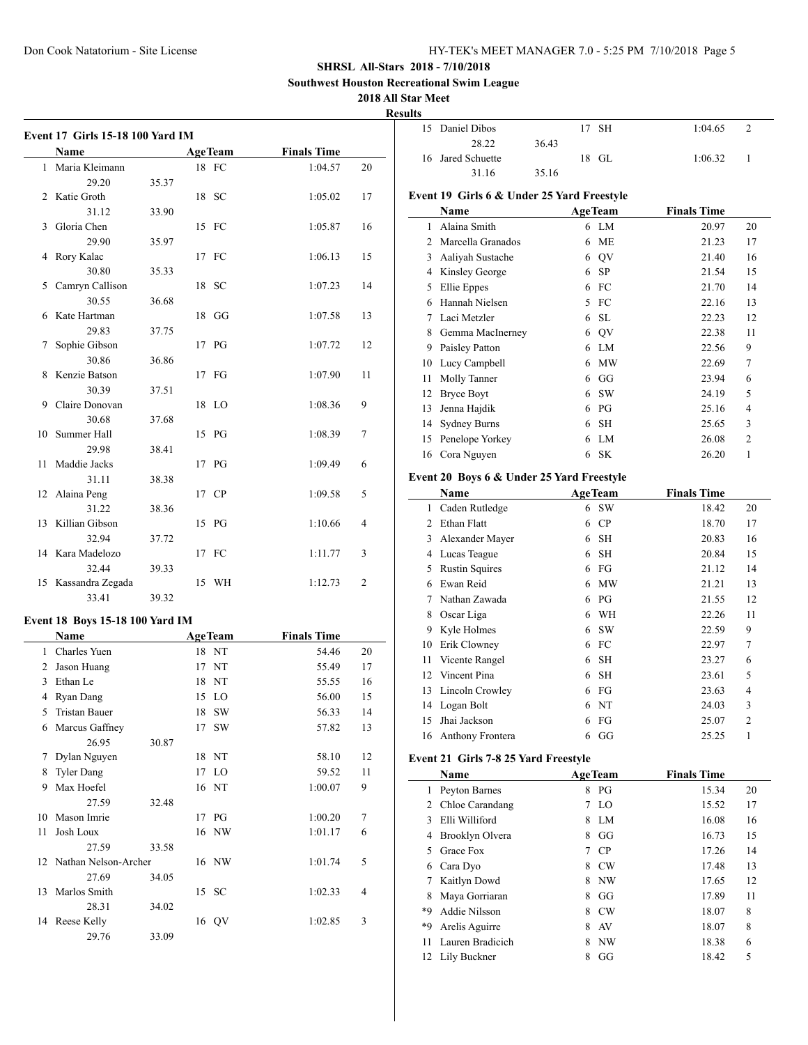## SHRSL All-Stars 2018 - 7/10/2018

**Southwest Houston Recreational Swim League**

**2018 All Star Meet**

**Results**

### Event 17 Girls 15-18 100 Yard IM

| | Name | Age | Team | Finals Time | Points |
|---|---|---|---|---|---|
| 1 | Maria Kleimann | 18 | FC | 1:04.57 | 20 |
| | 29.20 | 35.37 | | | |
| 2 | Katie Groth | 18 | SC | 1:05.02 | 17 |
| | 31.12 | 33.90 | | | |
| 3 | Gloria Chen | 15 | FC | 1:05.87 | 16 |
| | 29.90 | 35.97 | | | |
| 4 | Rory Kalac | 17 | FC | 1:06.13 | 15 |
| | 30.80 | 35.33 | | | |
| 5 | Camryn Callison | 18 | SC | 1:07.23 | 14 |
| | 30.55 | 36.68 | | | |
| 6 | Kate Hartman | 18 | GG | 1:07.58 | 13 |
| | 29.83 | 37.75 | | | |
| 7 | Sophie Gibson | 17 | PG | 1:07.72 | 12 |
| | 30.86 | 36.86 | | | |
| 8 | Kenzie Batson | 17 | FG | 1:07.90 | 11 |
| | 30.39 | 37.51 | | | |
| 9 | Claire Donovan | 18 | LO | 1:08.36 | 9 |
| | 30.68 | 37.68 | | | |
| 10 | Summer Hall | 15 | PG | 1:08.39 | 7 |
| | 29.98 | 38.41 | | | |
| 11 | Maddie Jacks | 17 | PG | 1:09.49 | 6 |
| | 31.11 | 38.38 | | | |
| 12 | Alaina Peng | 17 | CP | 1:09.58 | 5 |
| | 31.22 | 38.36 | | | |
| 13 | Killian Gibson | 15 | PG | 1:10.66 | 4 |
| | 32.94 | 37.72 | | | |
| 14 | Kara Madelozo | 17 | FC | 1:11.77 | 3 |
| | 32.44 | 39.33 | | | |
| 15 | Kassandra Zegada | 15 | WH | 1:12.73 | 2 |
| | 33.41 | 39.32 | | | |

### Event 18 Boys 15-18 100 Yard IM

| | Name | Age | Team | Finals Time | Points |
|---|---|---|---|---|---|
| 1 | Charles Yuen | 18 | NT | 54.46 | 20 |
| 2 | Jason Huang | 17 | NT | 55.49 | 17 |
| 3 | Ethan Le | 18 | NT | 55.55 | 16 |
| 4 | Ryan Dang | 15 | LO | 56.00 | 15 |
| 5 | Tristan Bauer | 18 | SW | 56.33 | 14 |
| 6 | Marcus Gaffney | 17 | SW | 57.82 | 13 |
| | 26.95 | 30.87 | | | |
| 7 | Dylan Nguyen | 18 | NT | 58.10 | 12 |
| 8 | Tyler Dang | 17 | LO | 59.52 | 11 |
| 9 | Max Hoefel | 16 | NT | 1:00.07 | 9 |
| | 27.59 | 32.48 | | | |
| 10 | Mason Imrie | 17 | PG | 1:00.20 | 7 |
| 11 | Josh Loux | 16 | NW | 1:01.17 | 6 |
| | 27.59 | 33.58 | | | |
| 12 | Nathan Nelson-Archer | 16 | NW | 1:01.74 | 5 |
| | 27.69 | 34.05 | | | |
| 13 | Marlos Smith | 15 | SC | 1:02.33 | 4 |
| | 28.31 | 34.02 | | | |
| 14 | Reese Kelly | 16 | QV | 1:02.85 | 3 |
| | 29.76 | 33.09 | | | |
| 15 | Daniel Dibos | 17 | SH | 1:04.65 | 2 |
| | 28.22 | 36.43 | | | |
| 16 | Jared Schuette | 18 | GL | 1:06.32 | 1 |
| | 31.16 | 35.16 | | | |

### Event 19 Girls 6 & Under 25 Yard Freestyle

| | Name | Age | Team | Finals Time | Points |
|---|---|---|---|---|---|
| 1 | Alaina Smith | 6 | LM | 20.97 | 20 |
| 2 | Marcella Granados | 6 | ME | 21.23 | 17 |
| 3 | Aaliyah Sustache | 6 | QV | 21.40 | 16 |
| 4 | Kinsley George | 6 | SP | 21.54 | 15 |
| 5 | Ellie Eppes | 6 | FC | 21.70 | 14 |
| 6 | Hannah Nielsen | 5 | FC | 22.16 | 13 |
| 7 | Laci Metzler | 6 | SL | 22.23 | 12 |
| 8 | Gemma MacInerney | 6 | QV | 22.38 | 11 |
| 9 | Paisley Patton | 6 | LM | 22.56 | 9 |
| 10 | Lucy Campbell | 6 | MW | 22.69 | 7 |
| 11 | Molly Tanner | 6 | GG | 23.94 | 6 |
| 12 | Bryce Boyt | 6 | SW | 24.19 | 5 |
| 13 | Jenna Hajdik | 6 | PG | 25.16 | 4 |
| 14 | Sydney Burns | 6 | SH | 25.65 | 3 |
| 15 | Penelope Yorkey | 6 | LM | 26.08 | 2 |
| 16 | Cora Nguyen | 6 | SK | 26.20 | 1 |

### Event 20 Boys 6 & Under 25 Yard Freestyle

| | Name | Age | Team | Finals Time | Points |
|---|---|---|---|---|---|
| 1 | Caden Rutledge | 6 | SW | 18.42 | 20 |
| 2 | Ethan Flatt | 6 | CP | 18.70 | 17 |
| 3 | Alexander Mayer | 6 | SH | 20.83 | 16 |
| 4 | Lucas Teague | 6 | SH | 20.84 | 15 |
| 5 | Rustin Squires | 6 | FG | 21.12 | 14 |
| 6 | Ewan Reid | 6 | MW | 21.21 | 13 |
| 7 | Nathan Zawada | 6 | PG | 21.55 | 12 |
| 8 | Oscar Liga | 6 | WH | 22.26 | 11 |
| 9 | Kyle Holmes | 6 | SW | 22.59 | 9 |
| 10 | Erik Clowney | 6 | FC | 22.97 | 7 |
| 11 | Vicente Rangel | 6 | SH | 23.27 | 6 |
| 12 | Vincent Pina | 6 | SH | 23.61 | 5 |
| 13 | Lincoln Crowley | 6 | FG | 23.63 | 4 |
| 14 | Logan Bolt | 6 | NT | 24.03 | 3 |
| 15 | Jhai Jackson | 6 | FG | 25.07 | 2 |
| 16 | Anthony Frontera | 6 | GG | 25.25 | 1 |

### Event 21 Girls 7-8 25 Yard Freestyle

| | Name | Age | Team | Finals Time | Points |
|---|---|---|---|---|---|
| 1 | Peyton Barnes | 8 | PG | 15.34 | 20 |
| 2 | Chloe Carandang | 7 | LO | 15.52 | 17 |
| 3 | Elli Williford | 8 | LM | 16.08 | 16 |
| 4 | Brooklyn Olvera | 8 | GG | 16.73 | 15 |
| 5 | Grace Fox | 7 | CP | 17.26 | 14 |
| 6 | Cara Dyo | 8 | CW | 17.48 | 13 |
| 7 | Kaitlyn Dowd | 8 | NW | 17.65 | 12 |
| 8 | Maya Gorriaran | 8 | GG | 17.89 | 11 |
| *9 | Addie Nilsson | 8 | CW | 18.07 | 8 |
| *9 | Arelis Aguirre | 8 | AV | 18.07 | 8 |
| 11 | Lauren Bradicich | 8 | NW | 18.38 | 6 |
| 12 | Lily Buckner | 8 | GG | 18.42 | 5 |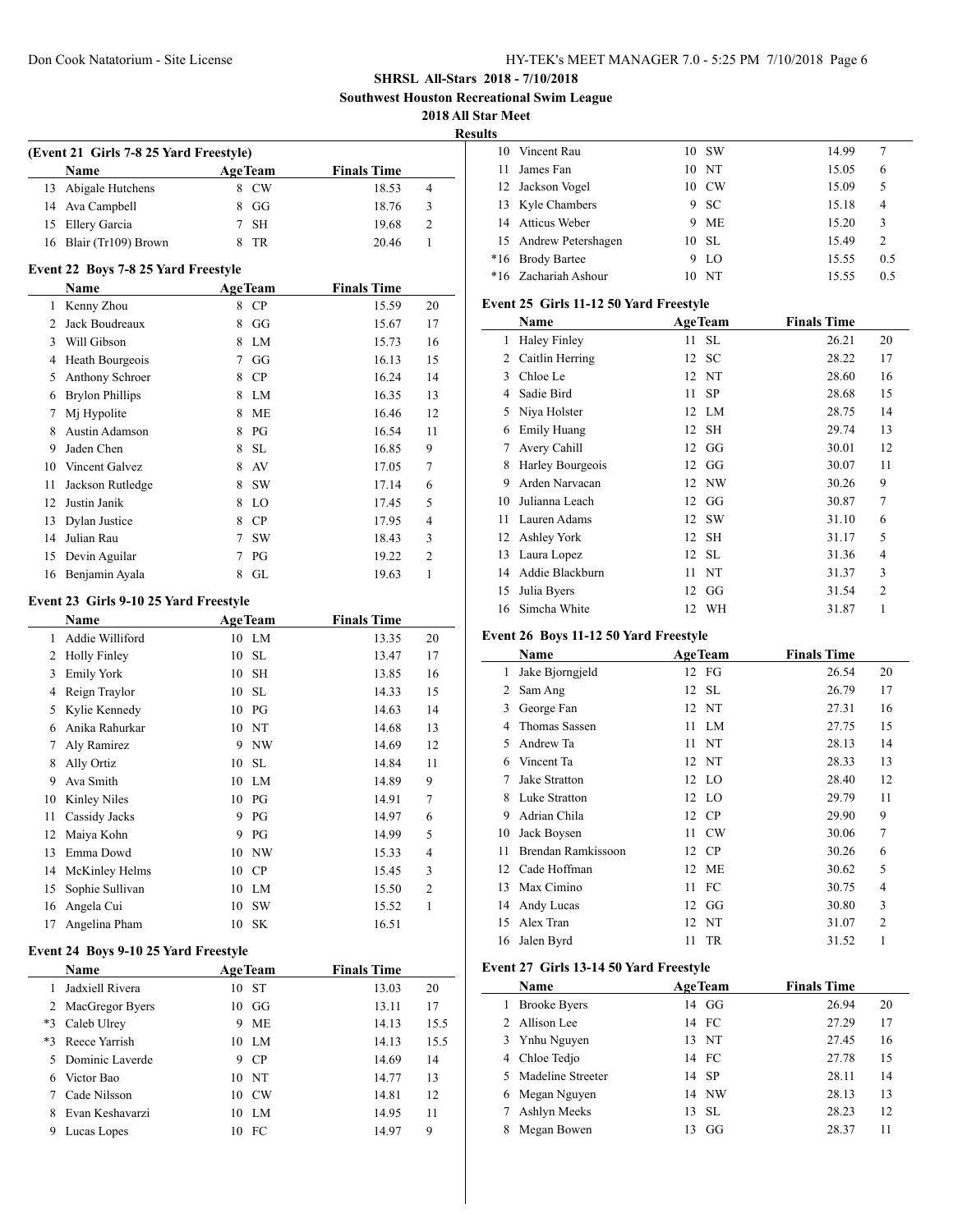**SHRSL All-Stars 2018 - 7/10/2018**

**Southwest Houston Recreational Swim League**

**2018 All Star Meet**

**Results**

### (Event 21 Girls 7-8 25 Yard Freestyle)

| | Name | Age | Team | Finals Time | |
|---|---|---|---|---|---|
| 13 | Abigale Hutchens | 8 | CW | 18.53 | 4 |
| 14 | Ava Campbell | 8 | GG | 18.76 | 3 |
| 15 | Ellery Garcia | 7 | SH | 19.68 | 2 |
| 16 | Blair (Tr109) Brown | 8 | TR | 20.46 | 1 |

### Event 22 Boys 7-8 25 Yard Freestyle

| | Name | Age | Team | Finals Time | |
|---|---|---|---|---|---|
| 1 | Kenny Zhou | 8 | CP | 15.59 | 20 |
| 2 | Jack Boudreaux | 8 | GG | 15.67 | 17 |
| 3 | Will Gibson | 8 | LM | 15.73 | 16 |
| 4 | Heath Bourgeois | 7 | GG | 16.13 | 15 |
| 5 | Anthony Schroer | 8 | CP | 16.24 | 14 |
| 6 | Brylon Phillips | 8 | LM | 16.35 | 13 |
| 7 | Mj Hypolite | 8 | ME | 16.46 | 12 |
| 8 | Austin Adamson | 8 | PG | 16.54 | 11 |
| 9 | Jaden Chen | 8 | SL | 16.85 | 9 |
| 10 | Vincent Galvez | 8 | AV | 17.05 | 7 |
| 11 | Jackson Rutledge | 8 | SW | 17.14 | 6 |
| 12 | Justin Janik | 8 | LO | 17.45 | 5 |
| 13 | Dylan Justice | 8 | CP | 17.95 | 4 |
| 14 | Julian Rau | 7 | SW | 18.43 | 3 |
| 15 | Devin Aguilar | 7 | PG | 19.22 | 2 |
| 16 | Benjamin Ayala | 8 | GL | 19.63 | 1 |

### Event 23 Girls 9-10 25 Yard Freestyle

| | Name | Age | Team | Finals Time | |
|---|---|---|---|---|---|
| 1 | Addie Williford | 10 | LM | 13.35 | 20 |
| 2 | Holly Finley | 10 | SL | 13.47 | 17 |
| 3 | Emily York | 10 | SH | 13.85 | 16 |
| 4 | Reign Traylor | 10 | SL | 14.33 | 15 |
| 5 | Kylie Kennedy | 10 | PG | 14.63 | 14 |
| 6 | Anika Rahurkar | 10 | NT | 14.68 | 13 |
| 7 | Aly Ramirez | 9 | NW | 14.69 | 12 |
| 8 | Ally Ortiz | 10 | SL | 14.84 | 11 |
| 9 | Ava Smith | 10 | LM | 14.89 | 9 |
| 10 | Kinley Niles | 10 | PG | 14.91 | 7 |
| 11 | Cassidy Jacks | 9 | PG | 14.97 | 6 |
| 12 | Maiya Kohn | 9 | PG | 14.99 | 5 |
| 13 | Emma Dowd | 10 | NW | 15.33 | 4 |
| 14 | McKinley Helms | 10 | CP | 15.45 | 3 |
| 15 | Sophie Sullivan | 10 | LM | 15.50 | 2 |
| 16 | Angela Cui | 10 | SW | 15.52 | 1 |
| 17 | Angelina Pham | 10 | SK | 16.51 | |

### Event 24 Boys 9-10 25 Yard Freestyle

| | Name | Age | Team | Finals Time | |
|---|---|---|---|---|---|
| 1 | Jadxiell Rivera | 10 | ST | 13.03 | 20 |
| 2 | MacGregor Byers | 10 | GG | 13.11 | 17 |
| *3 | Caleb Ulrey | 9 | ME | 14.13 | 15.5 |
| *3 | Reece Yarrish | 10 | LM | 14.13 | 15.5 |
| 5 | Dominic Laverde | 9 | CP | 14.69 | 14 |
| 6 | Victor Bao | 10 | NT | 14.77 | 13 |
| 7 | Cade Nilsson | 10 | CW | 14.81 | 12 |
| 8 | Evan Keshavarzi | 10 | LM | 14.95 | 11 |
| 9 | Lucas Lopes | 10 | FC | 14.97 | 9 |
| 10 | Vincent Rau | 10 | SW | 14.99 | 7 |
| 11 | James Fan | 10 | NT | 15.05 | 6 |
| 12 | Jackson Vogel | 10 | CW | 15.09 | 5 |
| 13 | Kyle Chambers | 9 | SC | 15.18 | 4 |
| 14 | Atticus Weber | 9 | ME | 15.20 | 3 |
| 15 | Andrew Petershagen | 10 | SL | 15.49 | 2 |
| *16 | Brody Bartee | 9 | LO | 15.55 | 0.5 |
| *16 | Zachariah Ashour | 10 | NT | 15.55 | 0.5 |

### Event 25 Girls 11-12 50 Yard Freestyle

| | Name | Age | Team | Finals Time | |
|---|---|---|---|---|---|
| 1 | Haley Finley | 11 | SL | 26.21 | 20 |
| 2 | Caitlin Herring | 12 | SC | 28.22 | 17 |
| 3 | Chloe Le | 12 | NT | 28.60 | 16 |
| 4 | Sadie Bird | 11 | SP | 28.68 | 15 |
| 5 | Niya Holster | 12 | LM | 28.75 | 14 |
| 6 | Emily Huang | 12 | SH | 29.74 | 13 |
| 7 | Avery Cahill | 12 | GG | 30.01 | 12 |
| 8 | Harley Bourgeois | 12 | GG | 30.07 | 11 |
| 9 | Arden Narvacan | 12 | NW | 30.26 | 9 |
| 10 | Julianna Leach | 12 | GG | 30.87 | 7 |
| 11 | Lauren Adams | 12 | SW | 31.10 | 6 |
| 12 | Ashley York | 12 | SH | 31.17 | 5 |
| 13 | Laura Lopez | 12 | SL | 31.36 | 4 |
| 14 | Addie Blackburn | 11 | NT | 31.37 | 3 |
| 15 | Julia Byers | 12 | GG | 31.54 | 2 |
| 16 | Simcha White | 12 | WH | 31.87 | 1 |

### Event 26 Boys 11-12 50 Yard Freestyle

| | Name | Age | Team | Finals Time | |
|---|---|---|---|---|---|
| 1 | Jake Bjorngjeld | 12 | FG | 26.54 | 20 |
| 2 | Sam Ang | 12 | SL | 26.79 | 17 |
| 3 | George Fan | 12 | NT | 27.31 | 16 |
| 4 | Thomas Sassen | 11 | LM | 27.75 | 15 |
| 5 | Andrew Ta | 11 | NT | 28.13 | 14 |
| 6 | Vincent Ta | 12 | NT | 28.33 | 13 |
| 7 | Jake Stratton | 12 | LO | 28.40 | 12 |
| 8 | Luke Stratton | 12 | LO | 29.79 | 11 |
| 9 | Adrian Chila | 12 | CP | 29.90 | 9 |
| 10 | Jack Boysen | 11 | CW | 30.06 | 7 |
| 11 | Brendan Ramkissoon | 12 | CP | 30.26 | 6 |
| 12 | Cade Hoffman | 12 | ME | 30.62 | 5 |
| 13 | Max Cimino | 11 | FC | 30.75 | 4 |
| 14 | Andy Lucas | 12 | GG | 30.80 | 3 |
| 15 | Alex Tran | 12 | NT | 31.07 | 2 |
| 16 | Jalen Byrd | 11 | TR | 31.52 | 1 |

### Event 27 Girls 13-14 50 Yard Freestyle

| | Name | Age | Team | Finals Time | |
|---|---|---|---|---|---|
| 1 | Brooke Byers | 14 | GG | 26.94 | 20 |
| 2 | Allison Lee | 14 | FC | 27.29 | 17 |
| 3 | Ynhu Nguyen | 13 | NT | 27.45 | 16 |
| 4 | Chloe Tedjo | 14 | FC | 27.78 | 15 |
| 5 | Madeline Streeter | 14 | SP | 28.11 | 14 |
| 6 | Megan Nguyen | 14 | NW | 28.13 | 13 |
| 7 | Ashlyn Meeks | 13 | SL | 28.23 | 12 |
| 8 | Megan Bowen | 13 | GG | 28.37 | 11 |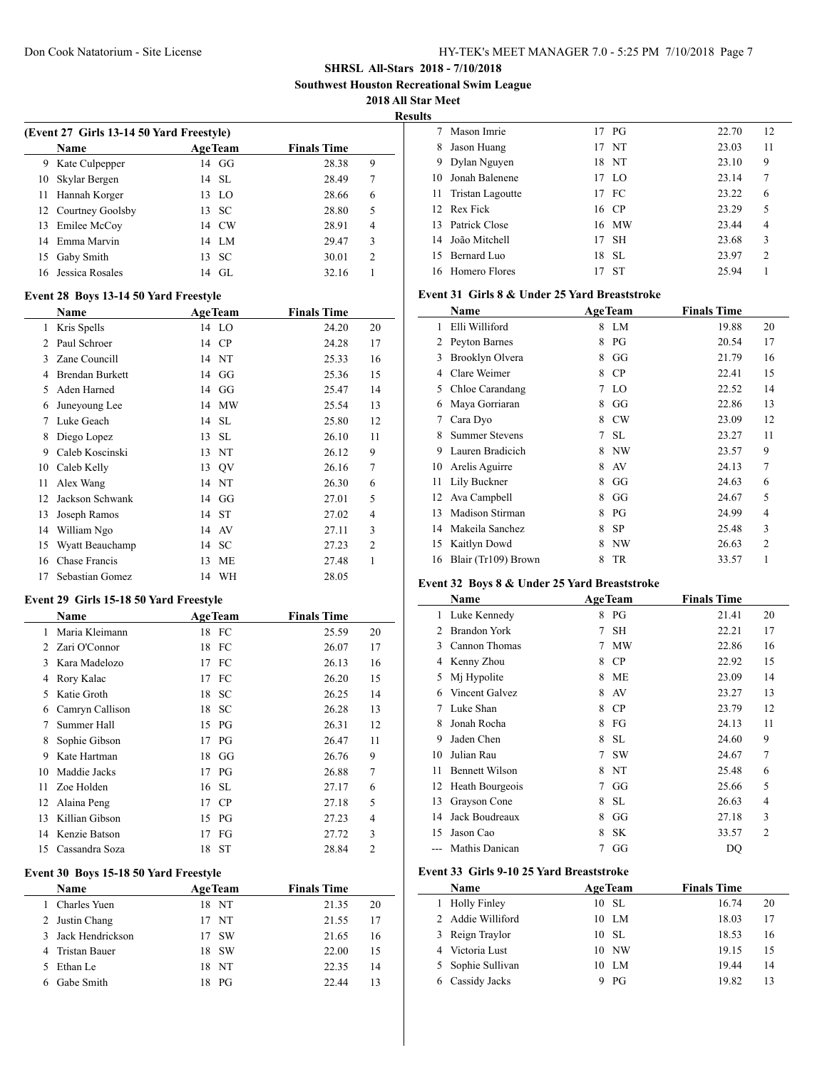# SHRSL All-Stars 2018 - 7/10/2018

**Southwest Houston Recreational Swim League**

**2018 All Star Meet**

**Results**

### (Event 27 Girls 13-14 50 Yard Freestyle)

| | Name | Age | Team | Finals Time | |
|---|---|---|---|---|---|
| 9 | Kate Culpepper | 14 | GG | 28.38 | 9 |
| 10 | Skylar Bergen | 14 | SL | 28.49 | 7 |
| 11 | Hannah Korger | 13 | LO | 28.66 | 6 |
| 12 | Courtney Goolsby | 13 | SC | 28.80 | 5 |
| 13 | Emilee McCoy | 14 | CW | 28.91 | 4 |
| 14 | Emma Marvin | 14 | LM | 29.47 | 3 |
| 15 | Gaby Smith | 13 | SC | 30.01 | 2 |
| 16 | Jessica Rosales | 14 | GL | 32.16 | 1 |

### Event 28 Boys 13-14 50 Yard Freestyle

| | Name | Age | Team | Finals Time | |
|---|---|---|---|---|---|
| 1 | Kris Spells | 14 | LO | 24.20 | 20 |
| 2 | Paul Schroer | 14 | CP | 24.28 | 17 |
| 3 | Zane Councill | 14 | NT | 25.33 | 16 |
| 4 | Brendan Burkett | 14 | GG | 25.36 | 15 |
| 5 | Aden Harned | 14 | GG | 25.47 | 14 |
| 6 | Juneyoung Lee | 14 | MW | 25.54 | 13 |
| 7 | Luke Geach | 14 | SL | 25.80 | 12 |
| 8 | Diego Lopez | 13 | SL | 26.10 | 11 |
| 9 | Caleb Koscinski | 13 | NT | 26.12 | 9 |
| 10 | Caleb Kelly | 13 | QV | 26.16 | 7 |
| 11 | Alex Wang | 14 | NT | 26.30 | 6 |
| 12 | Jackson Schwank | 14 | GG | 27.01 | 5 |
| 13 | Joseph Ramos | 14 | ST | 27.02 | 4 |
| 14 | William Ngo | 14 | AV | 27.11 | 3 |
| 15 | Wyatt Beauchamp | 14 | SC | 27.23 | 2 |
| 16 | Chase Francis | 13 | ME | 27.48 | 1 |
| 17 | Sebastian Gomez | 14 | WH | 28.05 | |

### Event 29 Girls 15-18 50 Yard Freestyle

| | Name | Age | Team | Finals Time | |
|---|---|---|---|---|---|
| 1 | Maria Kleimann | 18 | FC | 25.59 | 20 |
| 2 | Zari O'Connor | 18 | FC | 26.07 | 17 |
| 3 | Kara Madelozo | 17 | FC | 26.13 | 16 |
| 4 | Rory Kalac | 17 | FC | 26.20 | 15 |
| 5 | Katie Groth | 18 | SC | 26.25 | 14 |
| 6 | Camryn Callison | 18 | SC | 26.28 | 13 |
| 7 | Summer Hall | 15 | PG | 26.31 | 12 |
| 8 | Sophie Gibson | 17 | PG | 26.47 | 11 |
| 9 | Kate Hartman | 18 | GG | 26.76 | 9 |
| 10 | Maddie Jacks | 17 | PG | 26.88 | 7 |
| 11 | Zoe Holden | 16 | SL | 27.17 | 6 |
| 12 | Alaina Peng | 17 | CP | 27.18 | 5 |
| 13 | Killian Gibson | 15 | PG | 27.23 | 4 |
| 14 | Kenzie Batson | 17 | FG | 27.72 | 3 |
| 15 | Cassandra Soza | 18 | ST | 28.84 | 2 |

### Event 30 Boys 15-18 50 Yard Freestyle

| | Name | Age | Team | Finals Time | |
|---|---|---|---|---|---|
| 1 | Charles Yuen | 18 | NT | 21.35 | 20 |
| 2 | Justin Chang | 17 | NT | 21.55 | 17 |
| 3 | Jack Hendrickson | 17 | SW | 21.65 | 16 |
| 4 | Tristan Bauer | 18 | SW | 22.00 | 15 |
| 5 | Ethan Le | 18 | NT | 22.35 | 14 |
| 6 | Gabe Smith | 18 | PG | 22.44 | 13 |
| 7 | Mason Imrie | 17 | PG | 22.70 | 12 |
| 8 | Jason Huang | 17 | NT | 23.03 | 11 |
| 9 | Dylan Nguyen | 18 | NT | 23.10 | 9 |
| 10 | Jonah Balenene | 17 | LO | 23.14 | 7 |
| 11 | Tristan Lagoutte | 17 | FC | 23.22 | 6 |
| 12 | Rex Fick | 16 | CP | 23.29 | 5 |
| 13 | Patrick Close | 16 | MW | 23.44 | 4 |
| 14 | João Mitchell | 17 | SH | 23.68 | 3 |
| 15 | Bernard Luo | 18 | SL | 23.97 | 2 |
| 16 | Homero Flores | 17 | ST | 25.94 | 1 |

### Event 31 Girls 8 & Under 25 Yard Breaststroke

| | Name | Age | Team | Finals Time | |
|---|---|---|---|---|---|
| 1 | Elli Williford | 8 | LM | 19.88 | 20 |
| 2 | Peyton Barnes | 8 | PG | 20.54 | 17 |
| 3 | Brooklyn Olvera | 8 | GG | 21.79 | 16 |
| 4 | Clare Weimer | 8 | CP | 22.41 | 15 |
| 5 | Chloe Carandang | 7 | LO | 22.52 | 14 |
| 6 | Maya Gorriaran | 8 | GG | 22.86 | 13 |
| 7 | Cara Dyo | 8 | CW | 23.09 | 12 |
| 8 | Summer Stevens | 7 | SL | 23.27 | 11 |
| 9 | Lauren Bradicich | 8 | NW | 23.57 | 9 |
| 10 | Arelis Aguirre | 8 | AV | 24.13 | 7 |
| 11 | Lily Buckner | 8 | GG | 24.63 | 6 |
| 12 | Ava Campbell | 8 | GG | 24.67 | 5 |
| 13 | Madison Stirman | 8 | PG | 24.99 | 4 |
| 14 | Makeila Sanchez | 8 | SP | 25.48 | 3 |
| 15 | Kaitlyn Dowd | 8 | NW | 26.63 | 2 |
| 16 | Blair (Tr109) Brown | 8 | TR | 33.57 | 1 |

### Event 32 Boys 8 & Under 25 Yard Breaststroke

| | Name | Age | Team | Finals Time | |
|---|---|---|---|---|---|
| 1 | Luke Kennedy | 8 | PG | 21.41 | 20 |
| 2 | Brandon York | 7 | SH | 22.21 | 17 |
| 3 | Cannon Thomas | 7 | MW | 22.86 | 16 |
| 4 | Kenny Zhou | 8 | CP | 22.92 | 15 |
| 5 | Mj Hypolite | 8 | ME | 23.09 | 14 |
| 6 | Vincent Galvez | 8 | AV | 23.27 | 13 |
| 7 | Luke Shan | 8 | CP | 23.79 | 12 |
| 8 | Jonah Rocha | 8 | FG | 24.13 | 11 |
| 9 | Jaden Chen | 8 | SL | 24.60 | 9 |
| 10 | Julian Rau | 7 | SW | 24.67 | 7 |
| 11 | Bennett Wilson | 8 | NT | 25.48 | 6 |
| 12 | Heath Bourgeois | 7 | GG | 25.66 | 5 |
| 13 | Grayson Cone | 8 | SL | 26.63 | 4 |
| 14 | Jack Boudreaux | 8 | GG | 27.18 | 3 |
| 15 | Jason Cao | 8 | SK | 33.57 | 2 |
| --- | Mathis Danican | 7 | GG | DQ | |

### Event 33 Girls 9-10 25 Yard Breaststroke

| | Name | Age | Team | Finals Time | |
|---|---|---|---|---|---|
| 1 | Holly Finley | 10 | SL | 16.74 | 20 |
| 2 | Addie Williford | 10 | LM | 18.03 | 17 |
| 3 | Reign Traylor | 10 | SL | 18.53 | 16 |
| 4 | Victoria Lust | 10 | NW | 19.15 | 15 |
| 5 | Sophie Sullivan | 10 | LM | 19.44 | 14 |
| 6 | Cassidy Jacks | 9 | PG | 19.82 | 13 |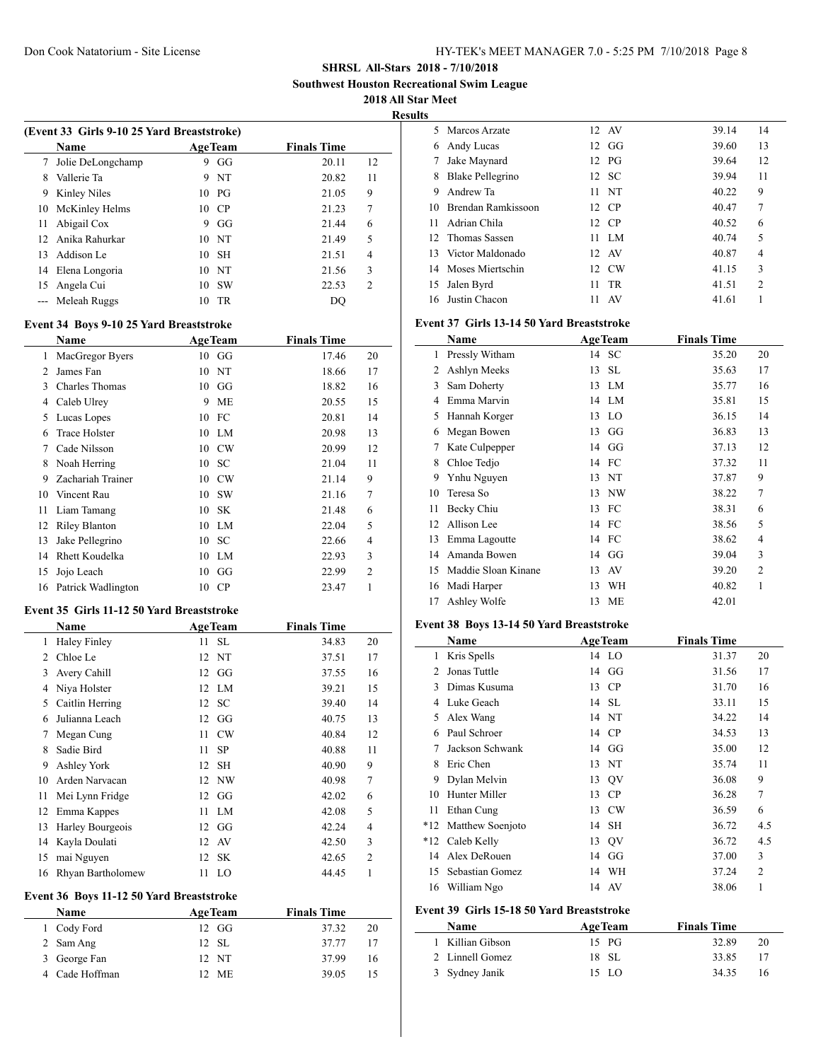**SHRSL All-Stars 2018 - 7/10/2018**

**Southwest Houston Recreational Swim League**

**2018 All Star Meet**

**Results**

**(Event 33 Girls 9-10 25 Yard Breaststroke)**

| | Name | Age | Team | Finals Time | |
|---|---|---|---|---|---|
| 7 | Jolie DeLongchamp | 9 | GG | 20.11 | 12 |
| 8 | Vallerie Ta | 9 | NT | 20.82 | 11 |
| 9 | Kinley Niles | 10 | PG | 21.05 | 9 |
| 10 | McKinley Helms | 10 | CP | 21.23 | 7 |
| 11 | Abigail Cox | 9 | GG | 21.44 | 6 |
| 12 | Anika Rahurkar | 10 | NT | 21.49 | 5 |
| 13 | Addison Le | 10 | SH | 21.51 | 4 |
| 14 | Elena Longoria | 10 | NT | 21.56 | 3 |
| 15 | Angela Cui | 10 | SW | 22.53 | 2 |
| --- | Meleah Ruggs | 10 | TR | DQ | |

**Event 34 Boys 9-10 25 Yard Breaststroke**

| | Name | Age | Team | Finals Time | |
|---|---|---|---|---|---|
| 1 | MacGregor Byers | 10 | GG | 17.46 | 20 |
| 2 | James Fan | 10 | NT | 18.66 | 17 |
| 3 | Charles Thomas | 10 | GG | 18.82 | 16 |
| 4 | Caleb Ulrey | 9 | ME | 20.55 | 15 |
| 5 | Lucas Lopes | 10 | FC | 20.81 | 14 |
| 6 | Trace Holster | 10 | LM | 20.98 | 13 |
| 7 | Cade Nilsson | 10 | CW | 20.99 | 12 |
| 8 | Noah Herring | 10 | SC | 21.04 | 11 |
| 9 | Zachariah Trainer | 10 | CW | 21.14 | 9 |
| 10 | Vincent Rau | 10 | SW | 21.16 | 7 |
| 11 | Liam Tamang | 10 | SK | 21.48 | 6 |
| 12 | Riley Blanton | 10 | LM | 22.04 | 5 |
| 13 | Jake Pellegrino | 10 | SC | 22.66 | 4 |
| 14 | Rhett Koudelka | 10 | LM | 22.93 | 3 |
| 15 | Jojo Leach | 10 | GG | 22.99 | 2 |
| 16 | Patrick Wadlington | 10 | CP | 23.47 | 1 |

**Event 35 Girls 11-12 50 Yard Breaststroke**

| | Name | Age | Team | Finals Time | |
|---|---|---|---|---|---|
| 1 | Haley Finley | 11 | SL | 34.83 | 20 |
| 2 | Chloe Le | 12 | NT | 37.51 | 17 |
| 3 | Avery Cahill | 12 | GG | 37.55 | 16 |
| 4 | Niya Holster | 12 | LM | 39.21 | 15 |
| 5 | Caitlin Herring | 12 | SC | 39.40 | 14 |
| 6 | Julianna Leach | 12 | GG | 40.75 | 13 |
| 7 | Megan Cung | 11 | CW | 40.84 | 12 |
| 8 | Sadie Bird | 11 | SP | 40.88 | 11 |
| 9 | Ashley York | 12 | SH | 40.90 | 9 |
| 10 | Arden Narvacan | 12 | NW | 40.98 | 7 |
| 11 | Mei Lynn Fridge | 12 | GG | 42.02 | 6 |
| 12 | Emma Kappes | 11 | LM | 42.08 | 5 |
| 13 | Harley Bourgeois | 12 | GG | 42.24 | 4 |
| 14 | Kayla Doulati | 12 | AV | 42.50 | 3 |
| 15 | mai Nguyen | 12 | SK | 42.65 | 2 |
| 16 | Rhyan Bartholomew | 11 | LO | 44.45 | 1 |

**Event 36 Boys 11-12 50 Yard Breaststroke**

| | Name | Age | Team | Finals Time | |
|---|---|---|---|---|---|
| 1 | Cody Ford | 12 | GG | 37.32 | 20 |
| 2 | Sam Ang | 12 | SL | 37.77 | 17 |
| 3 | George Fan | 12 | NT | 37.99 | 16 |
| 4 | Cade Hoffman | 12 | ME | 39.05 | 15 |
| 5 | Marcos Arzate | 12 | AV | 39.14 | 14 |
| 6 | Andy Lucas | 12 | GG | 39.60 | 13 |
| 7 | Jake Maynard | 12 | PG | 39.64 | 12 |
| 8 | Blake Pellegrino | 12 | SC | 39.94 | 11 |
| 9 | Andrew Ta | 11 | NT | 40.22 | 9 |
| 10 | Brendan Ramkissoon | 12 | CP | 40.47 | 7 |
| 11 | Adrian Chila | 12 | CP | 40.52 | 6 |
| 12 | Thomas Sassen | 11 | LM | 40.74 | 5 |
| 13 | Victor Maldonado | 12 | AV | 40.87 | 4 |
| 14 | Moses Miertschin | 12 | CW | 41.15 | 3 |
| 15 | Jalen Byrd | 11 | TR | 41.51 | 2 |
| 16 | Justin Chacon | 11 | AV | 41.61 | 1 |

**Event 37 Girls 13-14 50 Yard Breaststroke**

| | Name | Age | Team | Finals Time | |
|---|---|---|---|---|---|
| 1 | Pressly Witham | 14 | SC | 35.20 | 20 |
| 2 | Ashlyn Meeks | 13 | SL | 35.63 | 17 |
| 3 | Sam Doherty | 13 | LM | 35.77 | 16 |
| 4 | Emma Marvin | 14 | LM | 35.81 | 15 |
| 5 | Hannah Korger | 13 | LO | 36.15 | 14 |
| 6 | Megan Bowen | 13 | GG | 36.83 | 13 |
| 7 | Kate Culpepper | 14 | GG | 37.13 | 12 |
| 8 | Chloe Tedjo | 14 | FC | 37.32 | 11 |
| 9 | Ynhu Nguyen | 13 | NT | 37.87 | 9 |
| 10 | Teresa So | 13 | NW | 38.22 | 7 |
| 11 | Becky Chiu | 13 | FC | 38.31 | 6 |
| 12 | Allison Lee | 14 | FC | 38.56 | 5 |
| 13 | Emma Lagoutte | 14 | FC | 38.62 | 4 |
| 14 | Amanda Bowen | 14 | GG | 39.04 | 3 |
| 15 | Maddie Sloan Kinane | 13 | AV | 39.20 | 2 |
| 16 | Madi Harper | 13 | WH | 40.82 | 1 |
| 17 | Ashley Wolfe | 13 | ME | 42.01 | |

**Event 38 Boys 13-14 50 Yard Breaststroke**

| | Name | Age | Team | Finals Time | |
|---|---|---|---|---|---|
| 1 | Kris Spells | 14 | LO | 31.37 | 20 |
| 2 | Jonas Tuttle | 14 | GG | 31.56 | 17 |
| 3 | Dimas Kusuma | 13 | CP | 31.70 | 16 |
| 4 | Luke Geach | 14 | SL | 33.11 | 15 |
| 5 | Alex Wang | 14 | NT | 34.22 | 14 |
| 6 | Paul Schroer | 14 | CP | 34.53 | 13 |
| 7 | Jackson Schwank | 14 | GG | 35.00 | 12 |
| 8 | Eric Chen | 13 | NT | 35.74 | 11 |
| 9 | Dylan Melvin | 13 | QV | 36.08 | 9 |
| 10 | Hunter Miller | 13 | CP | 36.28 | 7 |
| 11 | Ethan Cung | 13 | CW | 36.59 | 6 |
| *12 | Matthew Soenjoto | 14 | SH | 36.72 | 4.5 |
| *12 | Caleb Kelly | 13 | QV | 36.72 | 4.5 |
| 14 | Alex DeRouen | 14 | GG | 37.00 | 3 |
| 15 | Sebastian Gomez | 14 | WH | 37.24 | 2 |
| 16 | William Ngo | 14 | AV | 38.06 | 1 |

**Event 39 Girls 15-18 50 Yard Breaststroke**

| | Name | Age | Team | Finals Time | |
|---|---|---|---|---|---|
| 1 | Killian Gibson | 15 | PG | 32.89 | 20 |
| 2 | Linnell Gomez | 18 | SL | 33.85 | 17 |
| 3 | Sydney Janik | 15 | LO | 34.35 | 16 |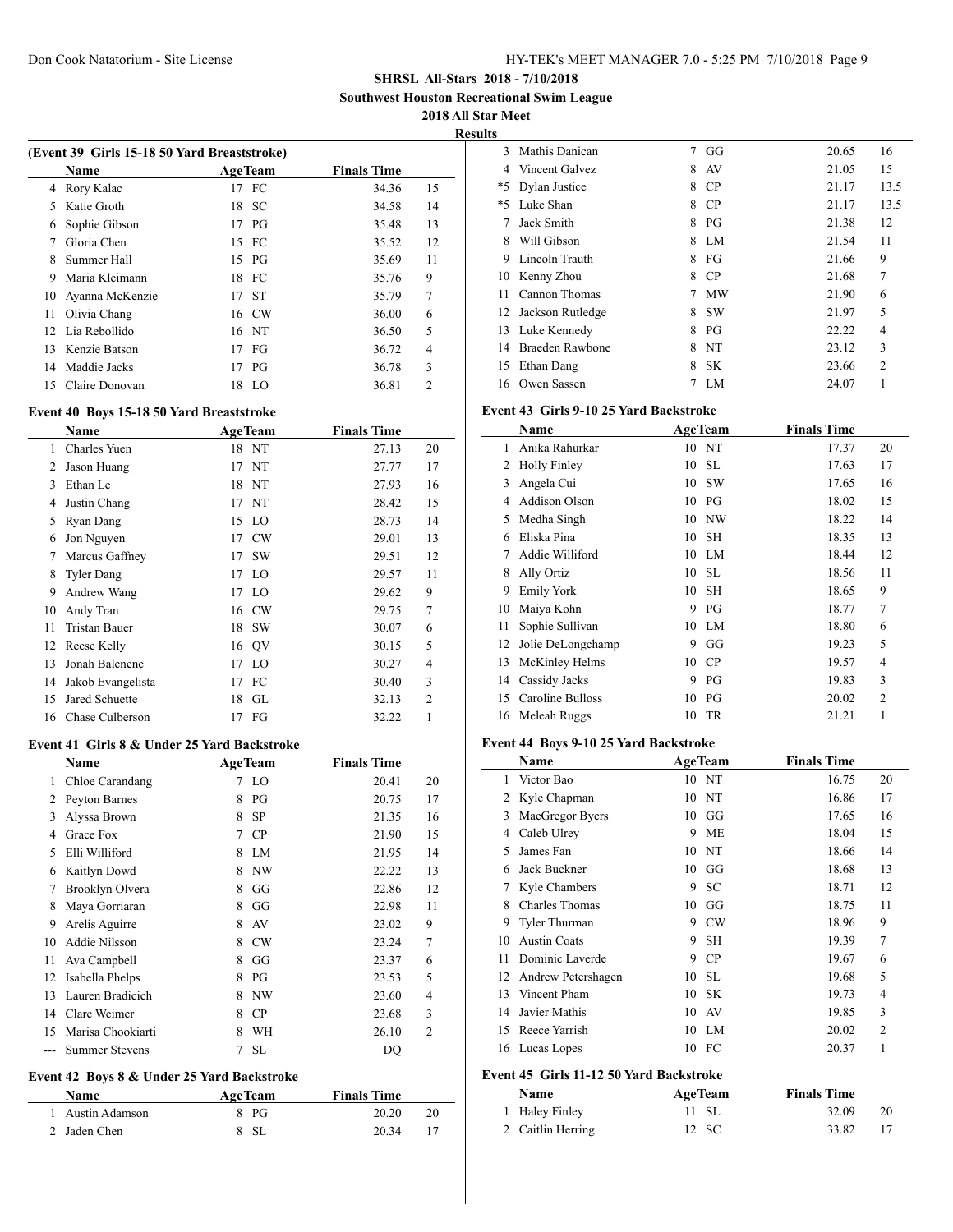## SHRSL All-Stars 2018 - 7/10/2018

**Southwest Houston Recreational Swim League**

**2018 All Star Meet**

**Results**

### (Event 39 Girls 15-18 50 Yard Breaststroke)

| | Name | Age | Team | Finals Time | |
|---|---|---|---|---|---|
| 4 | Rory Kalac | 17 | FC | 34.36 | 15 |
| 5 | Katie Groth | 18 | SC | 34.58 | 14 |
| 6 | Sophie Gibson | 17 | PG | 35.48 | 13 |
| 7 | Gloria Chen | 15 | FC | 35.52 | 12 |
| 8 | Summer Hall | 15 | PG | 35.69 | 11 |
| 9 | Maria Kleimann | 18 | FC | 35.76 | 9 |
| 10 | Ayanna McKenzie | 17 | ST | 35.79 | 7 |
| 11 | Olivia Chang | 16 | CW | 36.00 | 6 |
| 12 | Lia Rebollido | 16 | NT | 36.50 | 5 |
| 13 | Kenzie Batson | 17 | FG | 36.72 | 4 |
| 14 | Maddie Jacks | 17 | PG | 36.78 | 3 |
| 15 | Claire Donovan | 18 | LO | 36.81 | 2 |

### Event 40 Boys 15-18 50 Yard Breaststroke

| | Name | Age | Team | Finals Time | |
|---|---|---|---|---|---|
| 1 | Charles Yuen | 18 | NT | 27.13 | 20 |
| 2 | Jason Huang | 17 | NT | 27.77 | 17 |
| 3 | Ethan Le | 18 | NT | 27.93 | 16 |
| 4 | Justin Chang | 17 | NT | 28.42 | 15 |
| 5 | Ryan Dang | 15 | LO | 28.73 | 14 |
| 6 | Jon Nguyen | 17 | CW | 29.01 | 13 |
| 7 | Marcus Gaffney | 17 | SW | 29.51 | 12 |
| 8 | Tyler Dang | 17 | LO | 29.57 | 11 |
| 9 | Andrew Wang | 17 | LO | 29.62 | 9 |
| 10 | Andy Tran | 16 | CW | 29.75 | 7 |
| 11 | Tristan Bauer | 18 | SW | 30.07 | 6 |
| 12 | Reese Kelly | 16 | QV | 30.15 | 5 |
| 13 | Jonah Balenene | 17 | LO | 30.27 | 4 |
| 14 | Jakob Evangelista | 17 | FC | 30.40 | 3 |
| 15 | Jared Schuette | 18 | GL | 32.13 | 2 |
| 16 | Chase Culberson | 17 | FG | 32.22 | 1 |

### Event 41 Girls 8 & Under 25 Yard Backstroke

| | Name | Age | Team | Finals Time | |
|---|---|---|---|---|---|
| 1 | Chloe Carandang | 7 | LO | 20.41 | 20 |
| 2 | Peyton Barnes | 8 | PG | 20.75 | 17 |
| 3 | Alyssa Brown | 8 | SP | 21.35 | 16 |
| 4 | Grace Fox | 7 | CP | 21.90 | 15 |
| 5 | Elli Williford | 8 | LM | 21.95 | 14 |
| 6 | Kaitlyn Dowd | 8 | NW | 22.22 | 13 |
| 7 | Brooklyn Olvera | 8 | GG | 22.86 | 12 |
| 8 | Maya Gorriaran | 8 | GG | 22.98 | 11 |
| 9 | Arelis Aguirre | 8 | AV | 23.02 | 9 |
| 10 | Addie Nilsson | 8 | CW | 23.24 | 7 |
| 11 | Ava Campbell | 8 | GG | 23.37 | 6 |
| 12 | Isabella Phelps | 8 | PG | 23.53 | 5 |
| 13 | Lauren Bradicich | 8 | NW | 23.60 | 4 |
| 14 | Clare Weimer | 8 | CP | 23.68 | 3 |
| 15 | Marisa Chookiarti | 8 | WH | 26.10 | 2 |
| --- | Summer Stevens | 7 | SL | DQ | |

### Event 42 Boys 8 & Under 25 Yard Backstroke

| | Name | Age | Team | Finals Time | |
|---|---|---|---|---|---|
| 1 | Austin Adamson | 8 | PG | 20.20 | 20 |
| 2 | Jaden Chen | 8 | SL | 20.34 | 17 |
| 3 | Mathis Danican | 7 | GG | 20.65 | 16 |
| 4 | Vincent Galvez | 8 | AV | 21.05 | 15 |
| *5 | Dylan Justice | 8 | CP | 21.17 | 13.5 |
| *5 | Luke Shan | 8 | CP | 21.17 | 13.5 |
| 7 | Jack Smith | 8 | PG | 21.38 | 12 |
| 8 | Will Gibson | 8 | LM | 21.54 | 11 |
| 9 | Lincoln Trauth | 8 | FG | 21.66 | 9 |
| 10 | Kenny Zhou | 8 | CP | 21.68 | 7 |
| 11 | Cannon Thomas | 7 | MW | 21.90 | 6 |
| 12 | Jackson Rutledge | 8 | SW | 21.97 | 5 |
| 13 | Luke Kennedy | 8 | PG | 22.22 | 4 |
| 14 | Braeden Rawbone | 8 | NT | 23.12 | 3 |
| 15 | Ethan Dang | 8 | SK | 23.66 | 2 |
| 16 | Owen Sassen | 7 | LM | 24.07 | 1 |

### Event 43 Girls 9-10 25 Yard Backstroke

| | Name | Age | Team | Finals Time | |
|---|---|---|---|---|---|
| 1 | Anika Rahurkar | 10 | NT | 17.37 | 20 |
| 2 | Holly Finley | 10 | SL | 17.63 | 17 |
| 3 | Angela Cui | 10 | SW | 17.65 | 16 |
| 4 | Addison Olson | 10 | PG | 18.02 | 15 |
| 5 | Medha Singh | 10 | NW | 18.22 | 14 |
| 6 | Eliska Pina | 10 | SH | 18.35 | 13 |
| 7 | Addie Williford | 10 | LM | 18.44 | 12 |
| 8 | Ally Ortiz | 10 | SL | 18.56 | 11 |
| 9 | Emily York | 10 | SH | 18.65 | 9 |
| 10 | Maiya Kohn | 9 | PG | 18.77 | 7 |
| 11 | Sophie Sullivan | 10 | LM | 18.80 | 6 |
| 12 | Jolie DeLongchamp | 9 | GG | 19.23 | 5 |
| 13 | McKinley Helms | 10 | CP | 19.57 | 4 |
| 14 | Cassidy Jacks | 9 | PG | 19.83 | 3 |
| 15 | Caroline Bulloss | 10 | PG | 20.02 | 2 |
| 16 | Meleah Ruggs | 10 | TR | 21.21 | 1 |

### Event 44 Boys 9-10 25 Yard Backstroke

| | Name | Age | Team | Finals Time | |
|---|---|---|---|---|---|
| 1 | Victor Bao | 10 | NT | 16.75 | 20 |
| 2 | Kyle Chapman | 10 | NT | 16.86 | 17 |
| 3 | MacGregor Byers | 10 | GG | 17.65 | 16 |
| 4 | Caleb Ulrey | 9 | ME | 18.04 | 15 |
| 5 | James Fan | 10 | NT | 18.66 | 14 |
| 6 | Jack Buckner | 10 | GG | 18.68 | 13 |
| 7 | Kyle Chambers | 9 | SC | 18.71 | 12 |
| 8 | Charles Thomas | 10 | GG | 18.75 | 11 |
| 9 | Tyler Thurman | 9 | CW | 18.96 | 9 |
| 10 | Austin Coats | 9 | SH | 19.39 | 7 |
| 11 | Dominic Laverde | 9 | CP | 19.67 | 6 |
| 12 | Andrew Petershagen | 10 | SL | 19.68 | 5 |
| 13 | Vincent Pham | 10 | SK | 19.73 | 4 |
| 14 | Javier Mathis | 10 | AV | 19.85 | 3 |
| 15 | Reece Yarrish | 10 | LM | 20.02 | 2 |
| 16 | Lucas Lopes | 10 | FC | 20.37 | 1 |

### Event 45 Girls 11-12 50 Yard Backstroke

| | Name | Age | Team | Finals Time | |
|---|---|---|---|---|---|
| 1 | Haley Finley | 11 | SL | 32.09 | 20 |
| 2 | Caitlin Herring | 12 | SC | 33.82 | 17 |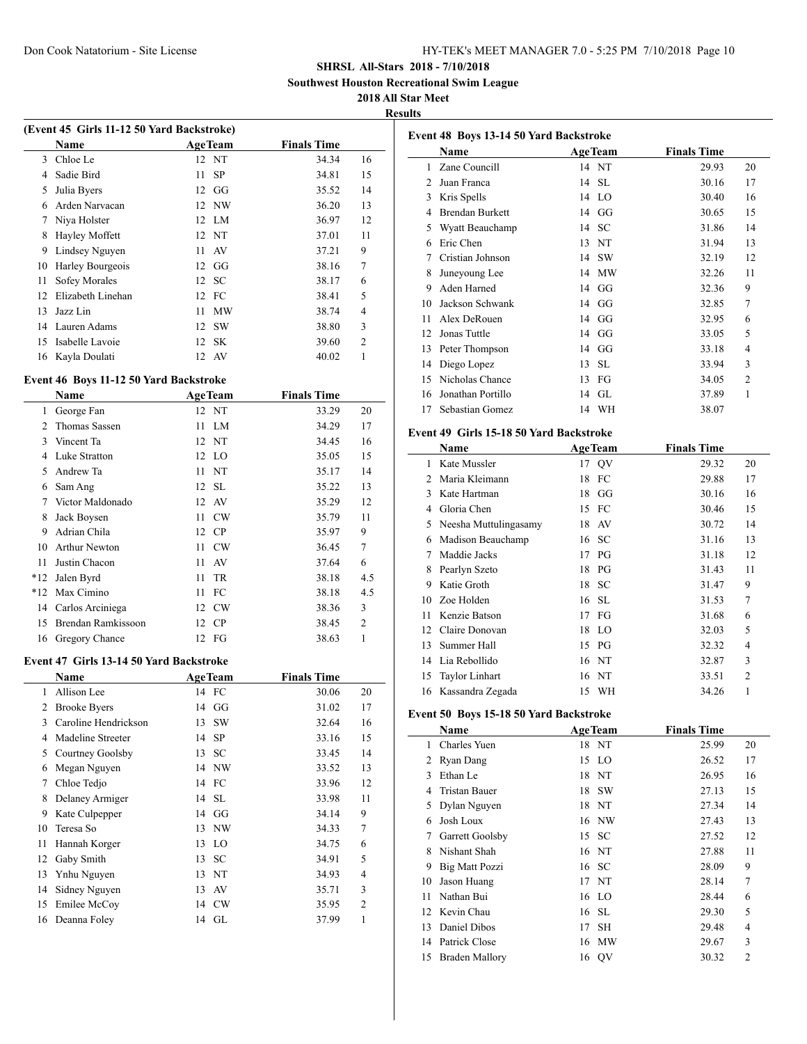**SHRSL All-Stars 2018 - 7/10/2018**

**Southwest Houston Recreational Swim League**

**2018 All Star Meet**

**Results**

### (Event 45 Girls 11-12 50 Yard Backstroke)

| | Name | Age | Team | Finals Time | |
|---|---|---|---|---|---|
| 3 | Chloe Le | 12 | NT | 34.34 | 16 |
| 4 | Sadie Bird | 11 | SP | 34.81 | 15 |
| 5 | Julia Byers | 12 | GG | 35.52 | 14 |
| 6 | Arden Narvacan | 12 | NW | 36.20 | 13 |
| 7 | Niya Holster | 12 | LM | 36.97 | 12 |
| 8 | Hayley Moffett | 12 | NT | 37.01 | 11 |
| 9 | Lindsey Nguyen | 11 | AV | 37.21 | 9 |
| 10 | Harley Bourgeois | 12 | GG | 38.16 | 7 |
| 11 | Sofey Morales | 12 | SC | 38.17 | 6 |
| 12 | Elizabeth Linehan | 12 | FC | 38.41 | 5 |
| 13 | Jazz Lin | 11 | MW | 38.74 | 4 |
| 14 | Lauren Adams | 12 | SW | 38.80 | 3 |
| 15 | Isabelle Lavoie | 12 | SK | 39.60 | 2 |
| 16 | Kayla Doulati | 12 | AV | 40.02 | 1 |

### Event 46 Boys 11-12 50 Yard Backstroke

| | Name | Age | Team | Finals Time | |
|---|---|---|---|---|---|
| 1 | George Fan | 12 | NT | 33.29 | 20 |
| 2 | Thomas Sassen | 11 | LM | 34.29 | 17 |
| 3 | Vincent Ta | 12 | NT | 34.45 | 16 |
| 4 | Luke Stratton | 12 | LO | 35.05 | 15 |
| 5 | Andrew Ta | 11 | NT | 35.17 | 14 |
| 6 | Sam Ang | 12 | SL | 35.22 | 13 |
| 7 | Victor Maldonado | 12 | AV | 35.29 | 12 |
| 8 | Jack Boysen | 11 | CW | 35.79 | 11 |
| 9 | Adrian Chila | 12 | CP | 35.97 | 9 |
| 10 | Arthur Newton | 11 | CW | 36.45 | 7 |
| 11 | Justin Chacon | 11 | AV | 37.64 | 6 |
| *12 | Jalen Byrd | 11 | TR | 38.18 | 4.5 |
| *12 | Max Cimino | 11 | FC | 38.18 | 4.5 |
| 14 | Carlos Arciniega | 12 | CW | 38.36 | 3 |
| 15 | Brendan Ramkissoon | 12 | CP | 38.45 | 2 |
| 16 | Gregory Chance | 12 | FG | 38.63 | 1 |

### Event 47 Girls 13-14 50 Yard Backstroke

| | Name | Age | Team | Finals Time | |
|---|---|---|---|---|---|
| 1 | Allison Lee | 14 | FC | 30.06 | 20 |
| 2 | Brooke Byers | 14 | GG | 31.02 | 17 |
| 3 | Caroline Hendrickson | 13 | SW | 32.64 | 16 |
| 4 | Madeline Streeter | 14 | SP | 33.16 | 15 |
| 5 | Courtney Goolsby | 13 | SC | 33.45 | 14 |
| 6 | Megan Nguyen | 14 | NW | 33.52 | 13 |
| 7 | Chloe Tedjo | 14 | FC | 33.96 | 12 |
| 8 | Delaney Armiger | 14 | SL | 33.98 | 11 |
| 9 | Kate Culpepper | 14 | GG | 34.14 | 9 |
| 10 | Teresa So | 13 | NW | 34.33 | 7 |
| 11 | Hannah Korger | 13 | LO | 34.75 | 6 |
| 12 | Gaby Smith | 13 | SC | 34.91 | 5 |
| 13 | Ynhu Nguyen | 13 | NT | 34.93 | 4 |
| 14 | Sidney Nguyen | 13 | AV | 35.71 | 3 |
| 15 | Emilee McCoy | 14 | CW | 35.95 | 2 |
| 16 | Deanna Foley | 14 | GL | 37.99 | 1 |

### Event 48 Boys 13-14 50 Yard Backstroke

| | Name | Age | Team | Finals Time | |
|---|---|---|---|---|---|
| 1 | Zane Councill | 14 | NT | 29.93 | 20 |
| 2 | Juan Franca | 14 | SL | 30.16 | 17 |
| 3 | Kris Spells | 14 | LO | 30.40 | 16 |
| 4 | Brendan Burkett | 14 | GG | 30.65 | 15 |
| 5 | Wyatt Beauchamp | 14 | SC | 31.86 | 14 |
| 6 | Eric Chen | 13 | NT | 31.94 | 13 |
| 7 | Cristian Johnson | 14 | SW | 32.19 | 12 |
| 8 | Juneyoung Lee | 14 | MW | 32.26 | 11 |
| 9 | Aden Harned | 14 | GG | 32.36 | 9 |
| 10 | Jackson Schwank | 14 | GG | 32.85 | 7 |
| 11 | Alex DeRouen | 14 | GG | 32.95 | 6 |
| 12 | Jonas Tuttle | 14 | GG | 33.05 | 5 |
| 13 | Peter Thompson | 14 | GG | 33.18 | 4 |
| 14 | Diego Lopez | 13 | SL | 33.94 | 3 |
| 15 | Nicholas Chance | 13 | FG | 34.05 | 2 |
| 16 | Jonathan Portillo | 14 | GL | 37.89 | 1 |
| 17 | Sebastian Gomez | 14 | WH | 38.07 | |

### Event 49 Girls 15-18 50 Yard Backstroke

| | Name | Age | Team | Finals Time | |
|---|---|---|---|---|---|
| 1 | Kate Mussler | 17 | QV | 29.32 | 20 |
| 2 | Maria Kleimann | 18 | FC | 29.88 | 17 |
| 3 | Kate Hartman | 18 | GG | 30.16 | 16 |
| 4 | Gloria Chen | 15 | FC | 30.46 | 15 |
| 5 | Neesha Muttulingasamy | 18 | AV | 30.72 | 14 |
| 6 | Madison Beauchamp | 16 | SC | 31.16 | 13 |
| 7 | Maddie Jacks | 17 | PG | 31.18 | 12 |
| 8 | Pearlyn Szeto | 18 | PG | 31.43 | 11 |
| 9 | Katie Groth | 18 | SC | 31.47 | 9 |
| 10 | Zoe Holden | 16 | SL | 31.53 | 7 |
| 11 | Kenzie Batson | 17 | FG | 31.68 | 6 |
| 12 | Claire Donovan | 18 | LO | 32.03 | 5 |
| 13 | Summer Hall | 15 | PG | 32.32 | 4 |
| 14 | Lia Rebollido | 16 | NT | 32.87 | 3 |
| 15 | Taylor Linhart | 16 | NT | 33.51 | 2 |
| 16 | Kassandra Zegada | 15 | WH | 34.26 | 1 |

### Event 50 Boys 15-18 50 Yard Backstroke

| | Name | Age | Team | Finals Time | |
|---|---|---|---|---|---|
| 1 | Charles Yuen | 18 | NT | 25.99 | 20 |
| 2 | Ryan Dang | 15 | LO | 26.52 | 17 |
| 3 | Ethan Le | 18 | NT | 26.95 | 16 |
| 4 | Tristan Bauer | 18 | SW | 27.13 | 15 |
| 5 | Dylan Nguyen | 18 | NT | 27.34 | 14 |
| 6 | Josh Loux | 16 | NW | 27.43 | 13 |
| 7 | Garrett Goolsby | 15 | SC | 27.52 | 12 |
| 8 | Nishant Shah | 16 | NT | 27.88 | 11 |
| 9 | Big Matt Pozzi | 16 | SC | 28.09 | 9 |
| 10 | Jason Huang | 17 | NT | 28.14 | 7 |
| 11 | Nathan Bui | 16 | LO | 28.44 | 6 |
| 12 | Kevin Chau | 16 | SL | 29.30 | 5 |
| 13 | Daniel Dibos | 17 | SH | 29.48 | 4 |
| 14 | Patrick Close | 16 | MW | 29.67 | 3 |
| 15 | Braden Mallory | 16 | QV | 30.32 | 2 |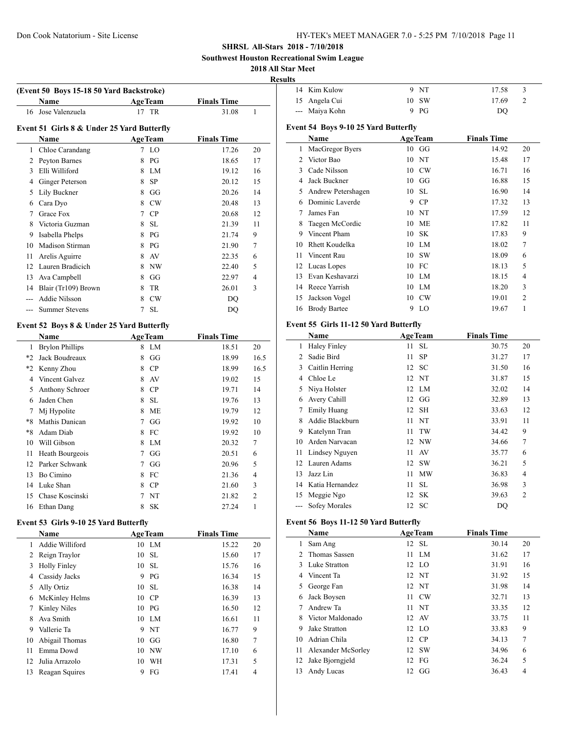**SHRSL All-Stars 2018 - 7/10/2018**

**Southwest Houston Recreational Swim League**

**2018 All Star Meet**

**Results**

**(Event 50 Boys 15-18 50 Yard Backstroke)**

| | Name | Age | Team | Finals Time | |
|---|---|---|---|---|---|
| 16 | Jose Valenzuela | 17 | TR | 31.08 | 1 |

**Event 51 Girls 8 & Under 25 Yard Butterfly**

| | Name | Age | Team | Finals Time | |
|---|---|---|---|---|---|
| 1 | Chloe Carandang | 7 | LO | 17.26 | 20 |
| 2 | Peyton Barnes | 8 | PG | 18.65 | 17 |
| 3 | Elli Williford | 8 | LM | 19.12 | 16 |
| 4 | Ginger Peterson | 8 | SP | 20.12 | 15 |
| 5 | Lily Buckner | 8 | GG | 20.26 | 14 |
| 6 | Cara Dyo | 8 | CW | 20.48 | 13 |
| 7 | Grace Fox | 7 | CP | 20.68 | 12 |
| 8 | Victoria Guzman | 8 | SL | 21.39 | 11 |
| 9 | Isabella Phelps | 8 | PG | 21.74 | 9 |
| 10 | Madison Stirman | 8 | PG | 21.90 | 7 |
| 11 | Arelis Aguirre | 8 | AV | 22.35 | 6 |
| 12 | Lauren Bradicich | 8 | NW | 22.40 | 5 |
| 13 | Ava Campbell | 8 | GG | 22.97 | 4 |
| 14 | Blair (Tr109) Brown | 8 | TR | 26.01 | 3 |
| --- | Addie Nilsson | 8 | CW | DQ | |
| --- | Summer Stevens | 7 | SL | DQ | |

**Event 52 Boys 8 & Under 25 Yard Butterfly**

| | Name | Age | Team | Finals Time | |
|---|---|---|---|---|---|
| 1 | Brylon Phillips | 8 | LM | 18.51 | 20 |
| *2 | Jack Boudreaux | 8 | GG | 18.99 | 16.5 |
| *2 | Kenny Zhou | 8 | CP | 18.99 | 16.5 |
| 4 | Vincent Galvez | 8 | AV | 19.02 | 15 |
| 5 | Anthony Schroer | 8 | CP | 19.71 | 14 |
| 6 | Jaden Chen | 8 | SL | 19.76 | 13 |
| 7 | Mj Hypolite | 8 | ME | 19.79 | 12 |
| *8 | Mathis Danican | 7 | GG | 19.92 | 10 |
| *8 | Adam Diab | 8 | FC | 19.92 | 10 |
| 10 | Will Gibson | 8 | LM | 20.32 | 7 |
| 11 | Heath Bourgeois | 7 | GG | 20.51 | 6 |
| 12 | Parker Schwank | 7 | GG | 20.96 | 5 |
| 13 | Bo Cimino | 8 | FC | 21.36 | 4 |
| 14 | Luke Shan | 8 | CP | 21.60 | 3 |
| 15 | Chase Koscinski | 7 | NT | 21.82 | 2 |
| 16 | Ethan Dang | 8 | SK | 27.24 | 1 |

**Event 53 Girls 9-10 25 Yard Butterfly**

| | Name | Age | Team | Finals Time | |
|---|---|---|---|---|---|
| 1 | Addie Williford | 10 | LM | 15.22 | 20 |
| 2 | Reign Traylor | 10 | SL | 15.60 | 17 |
| 3 | Holly Finley | 10 | SL | 15.76 | 16 |
| 4 | Cassidy Jacks | 9 | PG | 16.34 | 15 |
| 5 | Ally Ortiz | 10 | SL | 16.38 | 14 |
| 6 | McKinley Helms | 10 | CP | 16.39 | 13 |
| 7 | Kinley Niles | 10 | PG | 16.50 | 12 |
| 8 | Ava Smith | 10 | LM | 16.61 | 11 |
| 9 | Vallerie Ta | 9 | NT | 16.77 | 9 |
| 10 | Abigail Thomas | 10 | GG | 16.80 | 7 |
| 11 | Emma Dowd | 10 | NW | 17.10 | 6 |
| 12 | Julia Arrazolo | 10 | WH | 17.31 | 5 |
| 13 | Reagan Squires | 9 | FG | 17.41 | 4 |
| 14 | Kim Kulow | 9 | NT | 17.58 | 3 |
| 15 | Angela Cui | 10 | SW | 17.69 | 2 |
| --- | Maiya Kohn | 9 | PG | DQ | |

**Event 54 Boys 9-10 25 Yard Butterfly**

| | Name | Age | Team | Finals Time | |
|---|---|---|---|---|---|
| 1 | MacGregor Byers | 10 | GG | 14.92 | 20 |
| 2 | Victor Bao | 10 | NT | 15.48 | 17 |
| 3 | Cade Nilsson | 10 | CW | 16.71 | 16 |
| 4 | Jack Buckner | 10 | GG | 16.88 | 15 |
| 5 | Andrew Petershagen | 10 | SL | 16.90 | 14 |
| 6 | Dominic Laverde | 9 | CP | 17.32 | 13 |
| 7 | James Fan | 10 | NT | 17.59 | 12 |
| 8 | Taegen McCordic | 10 | ME | 17.82 | 11 |
| 9 | Vincent Pham | 10 | SK | 17.83 | 9 |
| 10 | Rhett Koudelka | 10 | LM | 18.02 | 7 |
| 11 | Vincent Rau | 10 | SW | 18.09 | 6 |
| 12 | Lucas Lopes | 10 | FC | 18.13 | 5 |
| 13 | Evan Keshavarzi | 10 | LM | 18.15 | 4 |
| 14 | Reece Yarrish | 10 | LM | 18.20 | 3 |
| 15 | Jackson Vogel | 10 | CW | 19.01 | 2 |
| 16 | Brody Bartee | 9 | LO | 19.67 | 1 |

**Event 55 Girls 11-12 50 Yard Butterfly**

| | Name | Age | Team | Finals Time | |
|---|---|---|---|---|---|
| 1 | Haley Finley | 11 | SL | 30.75 | 20 |
| 2 | Sadie Bird | 11 | SP | 31.27 | 17 |
| 3 | Caitlin Herring | 12 | SC | 31.50 | 16 |
| 4 | Chloe Le | 12 | NT | 31.87 | 15 |
| 5 | Niya Holster | 12 | LM | 32.02 | 14 |
| 6 | Avery Cahill | 12 | GG | 32.89 | 13 |
| 7 | Emily Huang | 12 | SH | 33.63 | 12 |
| 8 | Addie Blackburn | 11 | NT | 33.91 | 11 |
| 9 | Katelynn Tran | 11 | TW | 34.42 | 9 |
| 10 | Arden Narvacan | 12 | NW | 34.66 | 7 |
| 11 | Lindsey Nguyen | 11 | AV | 35.77 | 6 |
| 12 | Lauren Adams | 12 | SW | 36.21 | 5 |
| 13 | Jazz Lin | 11 | MW | 36.83 | 4 |
| 14 | Katia Hernandez | 11 | SL | 36.98 | 3 |
| 15 | Meggie Ngo | 12 | SK | 39.63 | 2 |
| --- | Sofey Morales | 12 | SC | DQ | |

**Event 56 Boys 11-12 50 Yard Butterfly**

| | Name | Age | Team | Finals Time | |
|---|---|---|---|---|---|
| 1 | Sam Ang | 12 | SL | 30.14 | 20 |
| 2 | Thomas Sassen | 11 | LM | 31.62 | 17 |
| 3 | Luke Stratton | 12 | LO | 31.91 | 16 |
| 4 | Vincent Ta | 12 | NT | 31.92 | 15 |
| 5 | George Fan | 12 | NT | 31.98 | 14 |
| 6 | Jack Boysen | 11 | CW | 32.71 | 13 |
| 7 | Andrew Ta | 11 | NT | 33.35 | 12 |
| 8 | Victor Maldonado | 12 | AV | 33.75 | 11 |
| 9 | Jake Stratton | 12 | LO | 33.83 | 9 |
| 10 | Adrian Chila | 12 | CP | 34.13 | 7 |
| 11 | Alexander McSorley | 12 | SW | 34.96 | 6 |
| 12 | Jake Bjorngjeld | 12 | FG | 36.24 | 5 |
| 13 | Andy Lucas | 12 | GG | 36.43 | 4 |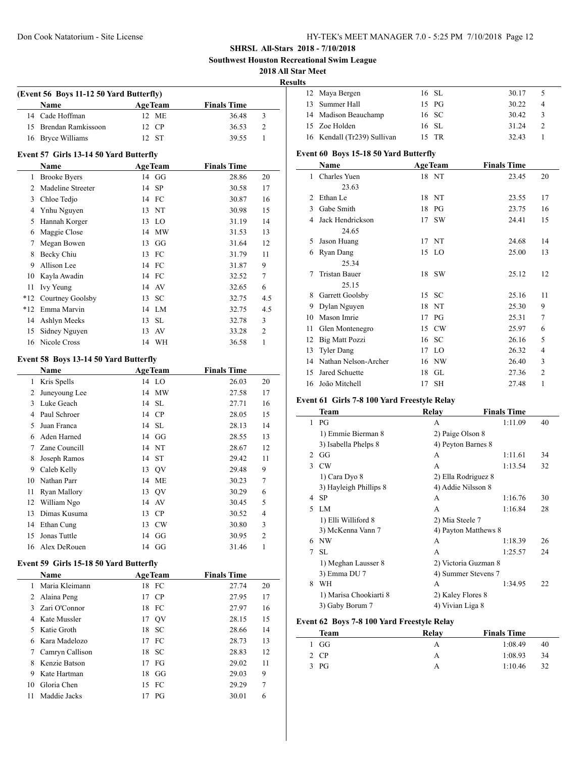**SHRSL All-Stars 2018 - 7/10/2018**

**Southwest Houston Recreational Swim League**

**2018 All Star Meet**

**Results**

### (Event 56 Boys 11-12 50 Yard Butterfly)

| | Name | Age | Team | Finals Time | |
|---|---|---|---|---|---|
| 14 | Cade Hoffman | 12 | ME | 36.48 | 3 |
| 15 | Brendan Ramkissoon | 12 | CP | 36.53 | 2 |
| 16 | Bryce Williams | 12 | ST | 39.55 | 1 |

### Event 57 Girls 13-14 50 Yard Butterfly

| | Name | Age | Team | Finals Time | |
|---|---|---|---|---|---|
| 1 | Brooke Byers | 14 | GG | 28.86 | 20 |
| 2 | Madeline Streeter | 14 | SP | 30.58 | 17 |
| 3 | Chloe Tedjo | 14 | FC | 30.87 | 16 |
| 4 | Ynhu Nguyen | 13 | NT | 30.98 | 15 |
| 5 | Hannah Korger | 13 | LO | 31.19 | 14 |
| 6 | Maggie Close | 14 | MW | 31.53 | 13 |
| 7 | Megan Bowen | 13 | GG | 31.64 | 12 |
| 8 | Becky Chiu | 13 | FC | 31.79 | 11 |
| 9 | Allison Lee | 14 | FC | 31.87 | 9 |
| 10 | Kayla Awadin | 14 | FC | 32.52 | 7 |
| 11 | Ivy Yeung | 14 | AV | 32.65 | 6 |
| *12 | Courtney Goolsby | 13 | SC | 32.75 | 4.5 |
| *12 | Emma Marvin | 14 | LM | 32.75 | 4.5 |
| 14 | Ashlyn Meeks | 13 | SL | 32.78 | 3 |
| 15 | Sidney Nguyen | 13 | AV | 33.28 | 2 |
| 16 | Nicole Cross | 14 | WH | 36.58 | 1 |

### Event 58 Boys 13-14 50 Yard Butterfly

| | Name | Age | Team | Finals Time | |
|---|---|---|---|---|---|
| 1 | Kris Spells | 14 | LO | 26.03 | 20 |
| 2 | Juneyoung Lee | 14 | MW | 27.58 | 17 |
| 3 | Luke Geach | 14 | SL | 27.71 | 16 |
| 4 | Paul Schroer | 14 | CP | 28.05 | 15 |
| 5 | Juan Franca | 14 | SL | 28.13 | 14 |
| 6 | Aden Harned | 14 | GG | 28.55 | 13 |
| 7 | Zane Councill | 14 | NT | 28.67 | 12 |
| 8 | Joseph Ramos | 14 | ST | 29.42 | 11 |
| 9 | Caleb Kelly | 13 | QV | 29.48 | 9 |
| 10 | Nathan Parr | 14 | ME | 30.23 | 7 |
| 11 | Ryan Mallory | 13 | QV | 30.29 | 6 |
| 12 | William Ngo | 14 | AV | 30.45 | 5 |
| 13 | Dimas Kusuma | 13 | CP | 30.52 | 4 |
| 14 | Ethan Cung | 13 | CW | 30.80 | 3 |
| 15 | Jonas Tuttle | 14 | GG | 30.95 | 2 |
| 16 | Alex DeRouen | 14 | GG | 31.46 | 1 |

### Event 59 Girls 15-18 50 Yard Butterfly

| | Name | Age | Team | Finals Time | |
|---|---|---|---|---|---|
| 1 | Maria Kleimann | 18 | FC | 27.74 | 20 |
| 2 | Alaina Peng | 17 | CP | 27.95 | 17 |
| 3 | Zari O'Connor | 18 | FC | 27.97 | 16 |
| 4 | Kate Mussler | 17 | QV | 28.15 | 15 |
| 5 | Katie Groth | 18 | SC | 28.66 | 14 |
| 6 | Kara Madelozo | 17 | FC | 28.73 | 13 |
| 7 | Camryn Callison | 18 | SC | 28.83 | 12 |
| 8 | Kenzie Batson | 17 | FG | 29.02 | 11 |
| 9 | Kate Hartman | 18 | GG | 29.03 | 9 |
| 10 | Gloria Chen | 15 | FC | 29.29 | 7 |
| 11 | Maddie Jacks | 17 | PG | 30.01 | 6 |
| 12 | Maya Bergen | 16 | SL | 30.17 | 5 |
| 13 | Summer Hall | 15 | PG | 30.22 | 4 |
| 14 | Madison Beauchamp | 16 | SC | 30.42 | 3 |
| 15 | Zoe Holden | 16 | SL | 31.24 | 2 |
| 16 | Kendall (Tr239) Sullivan | 15 | TR | 32.43 | 1 |

### Event 60 Boys 15-18 50 Yard Butterfly

| | Name | Age | Team | Finals Time | |
|---|---|---|---|---|---|
| 1 | Charles Yuen | 18 | NT | 23.45 | 20 |
| | 23.63 | | | | |
| 2 | Ethan Le | 18 | NT | 23.55 | 17 |
| 3 | Gabe Smith | 18 | PG | 23.75 | 16 |
| 4 | Jack Hendrickson | 17 | SW | 24.41 | 15 |
| | 24.65 | | | | |
| 5 | Jason Huang | 17 | NT | 24.68 | 14 |
| 6 | Ryan Dang | 15 | LO | 25.00 | 13 |
| | 25.34 | | | | |
| 7 | Tristan Bauer | 18 | SW | 25.12 | 12 |
| | 25.15 | | | | |
| 8 | Garrett Goolsby | 15 | SC | 25.16 | 11 |
| 9 | Dylan Nguyen | 18 | NT | 25.30 | 9 |
| 10 | Mason Imrie | 17 | PG | 25.31 | 7 |
| 11 | Glen Montenegro | 15 | CW | 25.97 | 6 |
| 12 | Big Matt Pozzi | 16 | SC | 26.16 | 5 |
| 13 | Tyler Dang | 17 | LO | 26.32 | 4 |
| 14 | Nathan Nelson-Archer | 16 | NW | 26.40 | 3 |
| 15 | Jared Schuette | 18 | GL | 27.36 | 2 |
| 16 | João Mitchell | 17 | SH | 27.48 | 1 |

### Event 61 Girls 7-8 100 Yard Freestyle Relay

| | Team | Relay | Finals Time | |
|---|---|---|---|---|
| 1 | PG | A | 1:11.09 | 40 |
| | 1) Emmie Bierman 8 | 2) Paige Olson 8 | | |
| | 3) Isabella Phelps 8 | 4) Peyton Barnes 8 | | |
| 2 | GG | A | 1:11.61 | 34 |
| 3 | CW | A | 1:13.54 | 32 |
| | 1) Cara Dyo 8 | 2) Ella Rodriguez 8 | | |
| | 3) Hayleigh Phillips 8 | 4) Addie Nilsson 8 | | |
| 4 | SP | A | 1:16.76 | 30 |
| 5 | LM | A | 1:16.84 | 28 |
| | 1) Elli Williford 8 | 2) Mia Steele 7 | | |
| | 3) McKenna Vann 7 | 4) Payton Matthews 8 | | |
| 6 | NW | A | 1:18.39 | 26 |
| 7 | SL | A | 1:25.57 | 24 |
| | 1) Meghan Lausser 8 | 2) Victoria Guzman 8 | | |
| | 3) Emma DU 7 | 4) Summer Stevens 7 | | |
| 8 | WH | A | 1:34.95 | 22 |
| | 1) Marisa Chookiarti 8 | 2) Kaley Flores 8 | | |
| | 3) Gaby Borum 7 | 4) Vivian Liga 8 | | |

### Event 62 Boys 7-8 100 Yard Freestyle Relay

| | Team | Relay | Finals Time | |
|---|---|---|---|---|
| 1 | GG | A | 1:08.49 | 40 |
| 2 | CP | A | 1:08.93 | 34 |
| 3 | PG | A | 1:10.46 | 32 |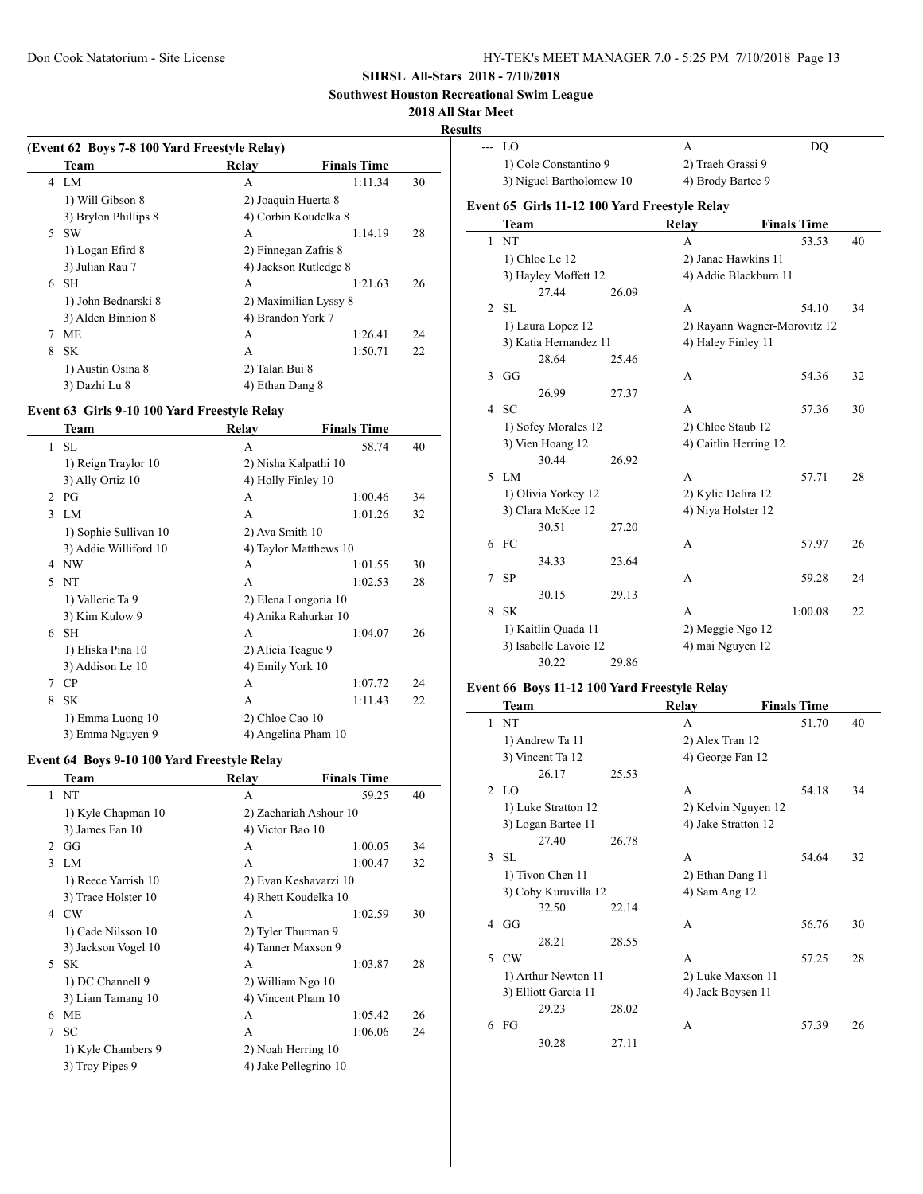**SHRSL All-Stars 2018 - 7/10/2018**

**Southwest Houston Recreational Swim League**

**2018 All Star Meet**

**Results**

### (Event 62 Boys 7-8 100 Yard Freestyle Relay)

| | Team | Relay | Finals Time | |
|---|---|---|---|---|
| 4 | LM | A | 1:11.34 | 30 |
| | 1) Will Gibson 8 | 2) Joaquin Huerta 8 | | |
| | 3) Brylon Phillips 8 | 4) Corbin Koudelka 8 | | |
| 5 | SW | A | 1:14.19 | 28 |
| | 1) Logan Efird 8 | 2) Finnegan Zafris 8 | | |
| | 3) Julian Rau 7 | 4) Jackson Rutledge 8 | | |
| 6 | SH | A | 1:21.63 | 26 |
| | 1) John Bednarski 8 | 2) Maximilian Lyssy 8 | | |
| | 3) Alden Binnion 8 | 4) Brandon York 7 | | |
| 7 | ME | A | 1:26.41 | 24 |
| 8 | SK | A | 1:50.71 | 22 |
| | 1) Austin Osina 8 | 2) Talan Bui 8 | | |
| | 3) Dazhi Lu 8 | 4) Ethan Dang 8 | | |

### Event 63 Girls 9-10 100 Yard Freestyle Relay

| | Team | Relay | Finals Time | |
|---|---|---|---|---|
| 1 | SL | A | 58.74 | 40 |
| | 1) Reign Traylor 10 | 2) Nisha Kalpathi 10 | | |
| | 3) Ally Ortiz 10 | 4) Holly Finley 10 | | |
| 2 | PG | A | 1:00.46 | 34 |
| 3 | LM | A | 1:01.26 | 32 |
| | 1) Sophie Sullivan 10 | 2) Ava Smith 10 | | |
| | 3) Addie Williford 10 | 4) Taylor Matthews 10 | | |
| 4 | NW | A | 1:01.55 | 30 |
| 5 | NT | A | 1:02.53 | 28 |
| | 1) Vallerie Ta 9 | 2) Elena Longoria 10 | | |
| | 3) Kim Kulow 9 | 4) Anika Rahurkar 10 | | |
| 6 | SH | A | 1:04.07 | 26 |
| | 1) Eliska Pina 10 | 2) Alicia Teague 9 | | |
| | 3) Addison Le 10 | 4) Emily York 10 | | |
| 7 | CP | A | 1:07.72 | 24 |
| 8 | SK | A | 1:11.43 | 22 |
| | 1) Emma Luong 10 | 2) Chloe Cao 10 | | |
| | 3) Emma Nguyen 9 | 4) Angelina Pham 10 | | |

### Event 64 Boys 9-10 100 Yard Freestyle Relay

| | Team | Relay | Finals Time | |
|---|---|---|---|---|
| 1 | NT | A | 59.25 | 40 |
| | 1) Kyle Chapman 10 | 2) Zachariah Ashour 10 | | |
| | 3) James Fan 10 | 4) Victor Bao 10 | | |
| 2 | GG | A | 1:00.05 | 34 |
| 3 | LM | A | 1:00.47 | 32 |
| | 1) Reece Yarrish 10 | 2) Evan Keshavarzi 10 | | |
| | 3) Trace Holster 10 | 4) Rhett Koudelka 10 | | |
| 4 | CW | A | 1:02.59 | 30 |
| | 1) Cade Nilsson 10 | 2) Tyler Thurman 9 | | |
| | 3) Jackson Vogel 10 | 4) Tanner Maxson 9 | | |
| 5 | SK | A | 1:03.87 | 28 |
| | 1) DC Channell 9 | 2) William Ngo 10 | | |
| | 3) Liam Tamang 10 | 4) Vincent Pham 10 | | |
| 6 | ME | A | 1:05.42 | 26 |
| 7 | SC | A | 1:06.06 | 24 |
| | 1) Kyle Chambers 9 | 2) Noah Herring 10 | | |
| | 3) Troy Pipes 9 | 4) Jake Pellegrino 10 | | |
| --- | LO | A | DQ | |
| | 1) Cole Constantino 9 | 2) Traeh Grassi 9 | | |
| | 3) Niguel Bartholomew 10 | 4) Brody Bartee 9 | | |

### Event 65 Girls 11-12 100 Yard Freestyle Relay

| | Team | Relay | Finals Time | |
|---|---|---|---|---|
| 1 | NT | A | 53.53 | 40 |
| | 1) Chloe Le 12 | 2) Janae Hawkins 11 | | |
| | 3) Hayley Moffett 12 | 4) Addie Blackburn 11 | | |
| | 27.44 | 26.09 | | |
| 2 | SL | A | 54.10 | 34 |
| | 1) Laura Lopez 12 | 2) Rayann Wagner-Morovitz 12 | | |
| | 3) Katia Hernandez 11 | 4) Haley Finley 11 | | |
| | 28.64 | 25.46 | | |
| 3 | GG | A | 54.36 | 32 |
| | 26.99 | 27.37 | | |
| 4 | SC | A | 57.36 | 30 |
| | 1) Sofey Morales 12 | 2) Chloe Staub 12 | | |
| | 3) Vien Hoang 12 | 4) Caitlin Herring 12 | | |
| | 30.44 | 26.92 | | |
| 5 | LM | A | 57.71 | 28 |
| | 1) Olivia Yorkey 12 | 2) Kylie Delira 12 | | |
| | 3) Clara McKee 12 | 4) Niya Holster 12 | | |
| | 30.51 | 27.20 | | |
| 6 | FC | A | 57.97 | 26 |
| | 34.33 | 23.64 | | |
| 7 | SP | A | 59.28 | 24 |
| | 30.15 | 29.13 | | |
| 8 | SK | A | 1:00.08 | 22 |
| | 1) Kaitlin Quada 11 | 2) Meggie Ngo 12 | | |
| | 3) Isabelle Lavoie 12 | 4) mai Nguyen 12 | | |
| | 30.22 | 29.86 | | |

### Event 66 Boys 11-12 100 Yard Freestyle Relay

| | Team | Relay | Finals Time | |
|---|---|---|---|---|
| 1 | NT | A | 51.70 | 40 |
| | 1) Andrew Ta 11 | 2) Alex Tran 12 | | |
| | 3) Vincent Ta 12 | 4) George Fan 12 | | |
| | 26.17 | 25.53 | | |
| 2 | LO | A | 54.18 | 34 |
| | 1) Luke Stratton 12 | 2) Kelvin Nguyen 12 | | |
| | 3) Logan Bartee 11 | 4) Jake Stratton 12 | | |
| | 27.40 | 26.78 | | |
| 3 | SL | A | 54.64 | 32 |
| | 1) Tivon Chen 11 | 2) Ethan Dang 11 | | |
| | 3) Coby Kuruvilla 12 | 4) Sam Ang 12 | | |
| | 32.50 | 22.14 | | |
| 4 | GG | A | 56.76 | 30 |
| | 28.21 | 28.55 | | |
| 5 | CW | A | 57.25 | 28 |
| | 1) Arthur Newton 11 | 2) Luke Maxson 11 | | |
| | 3) Elliott Garcia 11 | 4) Jack Boysen 11 | | |
| | 29.23 | 28.02 | | |
| 6 | FG | A | 57.39 | 26 |
| | 30.28 | 27.11 | | |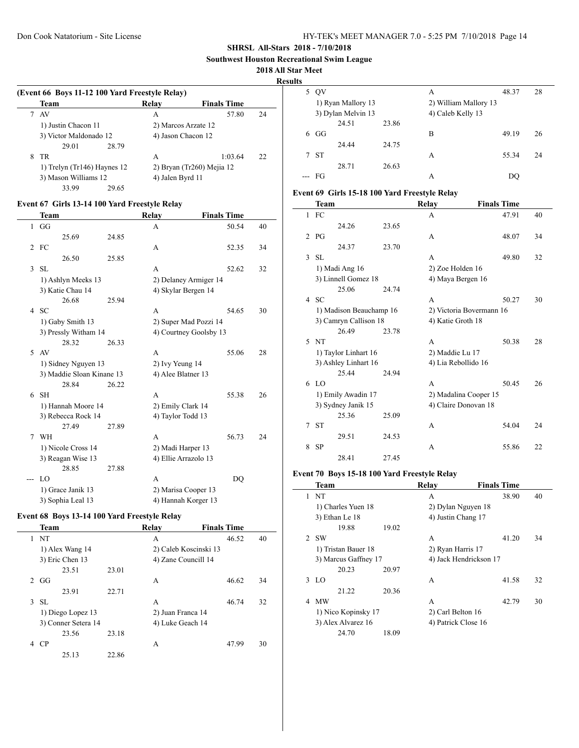**SHRSL All-Stars 2018 - 7/10/2018**

**Southwest Houston Recreational Swim League**

**2018 All Star Meet**

**Results**

### (Event 66 Boys 11-12 100 Yard Freestyle Relay)

| | Team | Relay | Finals Time | |
|---|---|---|---|---|
| 7 | AV | A | 57.80 | 24 |
| | 1) Justin Chacon 11 | 2) Marcos Arzate 12 | | |
| | 3) Victor Maldonado 12 | 4) Jason Chacon 12 | | |
| | 29.01 28.79 | | | |
| 8 | TR | A | 1:03.64 | 22 |
| | 1) Trelyn (Tr146) Haynes 12 | 2) Bryan (Tr260) Mejia 12 | | |
| | 3) Mason Williams 12 | 4) Jalen Byrd 11 | | |
| | 33.99 29.65 | | | |

### Event 67 Girls 13-14 100 Yard Freestyle Relay

| | Team | Relay | Finals Time | |
|---|---|---|---|---|
| 1 | GG | A | 50.54 | 40 |
| | 25.69 24.85 | | | |
| 2 | FC | A | 52.35 | 34 |
| | 26.50 25.85 | | | |
| 3 | SL | A | 52.62 | 32 |
| | 1) Ashlyn Meeks 13 | 2) Delaney Armiger 14 | | |
| | 3) Katie Chau 14 | 4) Skylar Bergen 14 | | |
| | 26.68 25.94 | | | |
| 4 | SC | A | 54.65 | 30 |
| | 1) Gaby Smith 13 | 2) Super Mad Pozzi 14 | | |
| | 3) Pressly Witham 14 | 4) Courtney Goolsby 13 | | |
| | 28.32 26.33 | | | |
| 5 | AV | A | 55.06 | 28 |
| | 1) Sidney Nguyen 13 | 2) Ivy Yeung 14 | | |
| | 3) Maddie Sloan Kinane 13 | 4) Alee Blatner 13 | | |
| | 28.84 26.22 | | | |
| 6 | SH | A | 55.38 | 26 |
| | 1) Hannah Moore 14 | 2) Emily Clark 14 | | |
| | 3) Rebecca Rock 14 | 4) Taylor Todd 13 | | |
| | 27.49 27.89 | | | |
| 7 | WH | A | 56.73 | 24 |
| | 1) Nicole Cross 14 | 2) Madi Harper 13 | | |
| | 3) Reagan Wise 13 | 4) Ellie Arrazolo 13 | | |
| | 28.85 27.88 | | | |
| --- | LO | A | DQ | |
| | 1) Grace Janik 13 | 2) Marisa Cooper 13 | | |
| | 3) Sophia Leal 13 | 4) Hannah Korger 13 | | |

### Event 68 Boys 13-14 100 Yard Freestyle Relay

| | Team | Relay | Finals Time | |
|---|---|---|---|---|
| 1 | NT | A | 46.52 | 40 |
| | 1) Alex Wang 14 | 2) Caleb Koscinski 13 | | |
| | 3) Eric Chen 13 | 4) Zane Councill 14 | | |
| | 23.51 23.01 | | | |
| 2 | GG | A | 46.62 | 34 |
| | 23.91 22.71 | | | |
| 3 | SL | A | 46.74 | 32 |
| | 1) Diego Lopez 13 | 2) Juan Franca 14 | | |
| | 3) Conner Setera 14 | 4) Luke Geach 14 | | |
| | 23.56 23.18 | | | |
| 4 | CP | A | 47.99 | 30 |
| | 25.13 22.86 | | | |
| 5 | QV | A | 48.37 | 28 |
| | 1) Ryan Mallory 13 | 2) William Mallory 13 | | |
| | 3) Dylan Melvin 13 | 4) Caleb Kelly 13 | | |
| | 24.51 23.86 | | | |
| 6 | GG | B | 49.19 | 26 |
| | 24.44 24.75 | | | |
| 7 | ST | A | 55.34 | 24 |
| | 28.71 26.63 | | | |
| --- | FG | A | DQ | |

### Event 69 Girls 15-18 100 Yard Freestyle Relay

| | Team | Relay | Finals Time | |
|---|---|---|---|---|
| 1 | FC | A | 47.91 | 40 |
| | 24.26 23.65 | | | |
| 2 | PG | A | 48.07 | 34 |
| | 24.37 23.70 | | | |
| 3 | SL | A | 49.80 | 32 |
| | 1) Madi Ang 16 | 2) Zoe Holden 16 | | |
| | 3) Linnell Gomez 18 | 4) Maya Bergen 16 | | |
| | 25.06 24.74 | | | |
| 4 | SC | A | 50.27 | 30 |
| | 1) Madison Beauchamp 16 | 2) Victoria Bovermann 16 | | |
| | 3) Camryn Callison 18 | 4) Katie Groth 18 | | |
| | 26.49 23.78 | | | |
| 5 | NT | A | 50.38 | 28 |
| | 1) Taylor Linhart 16 | 2) Maddie Lu 17 | | |
| | 3) Ashley Linhart 16 | 4) Lia Rebollido 16 | | |
| | 25.44 24.94 | | | |
| 6 | LO | A | 50.45 | 26 |
| | 1) Emily Awadin 17 | 2) Madalina Cooper 15 | | |
| | 3) Sydney Janik 15 | 4) Claire Donovan 18 | | |
| | 25.36 25.09 | | | |
| 7 | ST | A | 54.04 | 24 |
| | 29.51 24.53 | | | |
| 8 | SP | A | 55.86 | 22 |
| | 28.41 27.45 | | | |

### Event 70 Boys 15-18 100 Yard Freestyle Relay

| | Team | Relay | Finals Time | |
|---|---|---|---|---|
| 1 | NT | A | 38.90 | 40 |
| | 1) Charles Yuen 18 | 2) Dylan Nguyen 18 | | |
| | 3) Ethan Le 18 | 4) Justin Chang 17 | | |
| | 19.88 19.02 | | | |
| 2 | SW | A | 41.20 | 34 |
| | 1) Tristan Bauer 18 | 2) Ryan Harris 17 | | |
| | 3) Marcus Gaffney 17 | 4) Jack Hendrickson 17 | | |
| | 20.23 20.97 | | | |
| 3 | LO | A | 41.58 | 32 |
| | 21.22 20.36 | | | |
| 4 | MW | A | 42.79 | 30 |
| | 1) Nico Kopinsky 17 | 2) Carl Belton 16 | | |
| | 3) Alex Alvarez 16 | 4) Patrick Close 16 | | |
| | 24.70 18.09 | | | |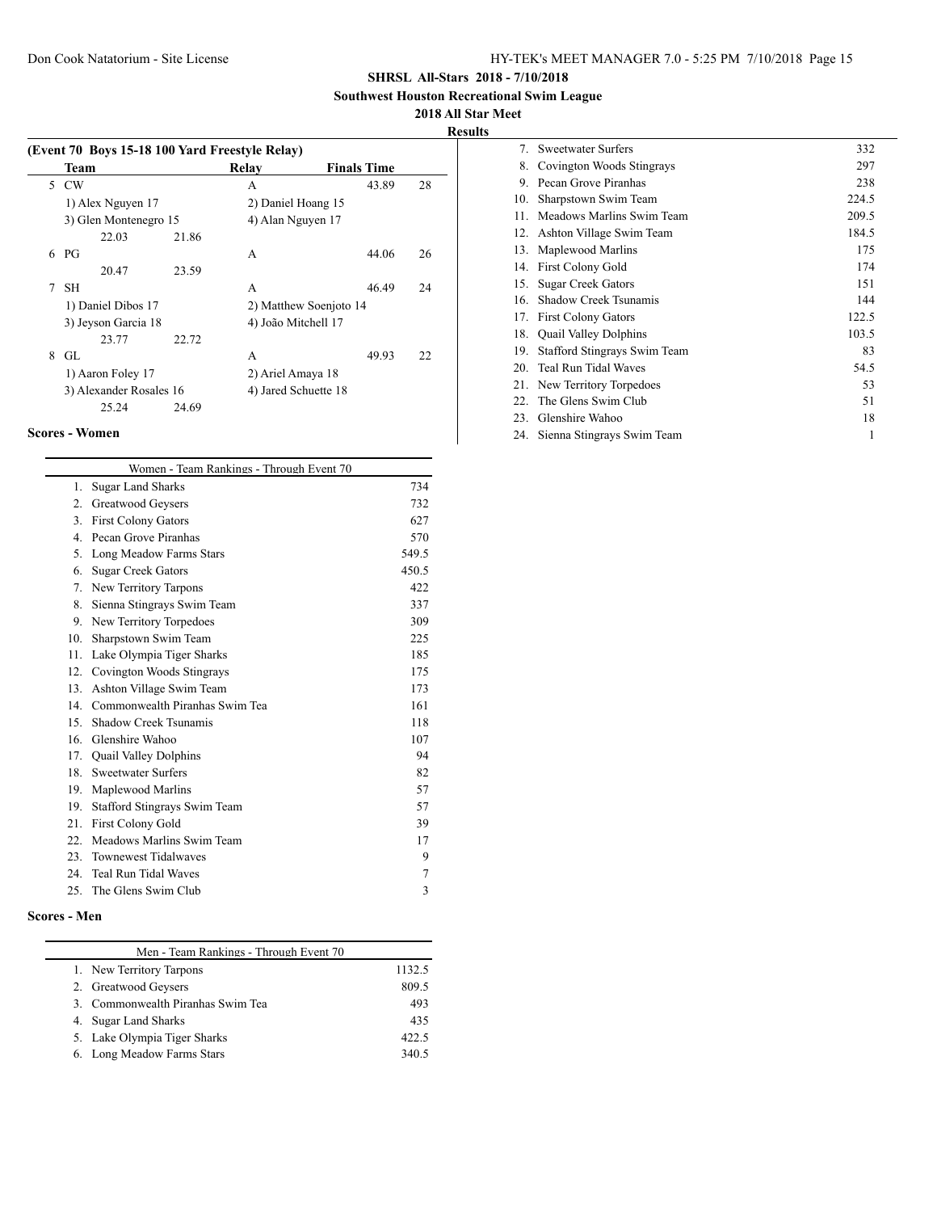**SHRSL All-Stars 2018 - 7/10/2018**

**Southwest Houston Recreational Swim League**

**2018 All Star Meet**

**Results**

**(Event 70 Boys 15-18 100 Yard Freestyle Relay)**

| | Team | Relay | Finals Time | |
|---|---|---|---|---|
| 5 | CW | A | 43.89 | 28 |
| | 1) Alex Nguyen 17 | 2) Daniel Hoang 15 | | |
| | 3) Glen Montenegro 15 | 4) Alan Nguyen 17 | | |
| | 22.03 21.86 | | | |
| 6 | PG | A | 44.06 | 26 |
| | 20.47 23.59 | | | |
| 7 | SH | A | 46.49 | 24 |
| | 1) Daniel Dibos 17 | 2) Matthew Soenjoto 14 | | |
| | 3) Jeyson Garcia 18 | 4) João Mitchell 17 | | |
| | 23.77 22.72 | | | |
| 8 | GL | A | 49.93 | 22 |
| | 1) Aaron Foley 17 | 2) Ariel Amaya 18 | | |
| | 3) Alexander Rosales 16 | 4) Jared Schuette 18 | | |
| | 25.24 24.69 | | | |

## Scores - Women

| Women - Team Rankings - Through Event 70 | | |
|---|---|---|
| 1. | Sugar Land Sharks | 734 |
| 2. | Greatwood Geysers | 732 |
| 3. | First Colony Gators | 627 |
| 4. | Pecan Grove Piranhas | 570 |
| 5. | Long Meadow Farms Stars | 549.5 |
| 6. | Sugar Creek Gators | 450.5 |
| 7. | New Territory Tarpons | 422 |
| 8. | Sienna Stingrays Swim Team | 337 |
| 9. | New Territory Torpedoes | 309 |
| 10. | Sharpstown Swim Team | 225 |
| 11. | Lake Olympia Tiger Sharks | 185 |
| 12. | Covington Woods Stingrays | 175 |
| 13. | Ashton Village Swim Team | 173 |
| 14. | Commonwealth Piranhas Swim Tea | 161 |
| 15. | Shadow Creek Tsunamis | 118 |
| 16. | Glenshire Wahoo | 107 |
| 17. | Quail Valley Dolphins | 94 |
| 18. | Sweetwater Surfers | 82 |
| 19. | Maplewood Marlins | 57 |
| 19. | Stafford Stingrays Swim Team | 57 |
| 21. | First Colony Gold | 39 |
| 22. | Meadows Marlins Swim Team | 17 |
| 23. | Townewest Tidalwaves | 9 |
| 24. | Teal Run Tidal Waves | 7 |
| 25. | The Glens Swim Club | 3 |

## Scores - Men

| Men - Team Rankings - Through Event 70 | | |
|---|---|---|
| 1. | New Territory Tarpons | 1132.5 |
| 2. | Greatwood Geysers | 809.5 |
| 3. | Commonwealth Piranhas Swim Tea | 493 |
| 4. | Sugar Land Sharks | 435 |
| 5. | Lake Olympia Tiger Sharks | 422.5 |
| 6. | Long Meadow Farms Stars | 340.5 |
| 7. | Sweetwater Surfers | 332 |
| 8. | Covington Woods Stingrays | 297 |
| 9. | Pecan Grove Piranhas | 238 |
| 10. | Sharpstown Swim Team | 224.5 |
| 11. | Meadows Marlins Swim Team | 209.5 |
| 12. | Ashton Village Swim Team | 184.5 |
| 13. | Maplewood Marlins | 175 |
| 14. | First Colony Gold | 174 |
| 15. | Sugar Creek Gators | 151 |
| 16. | Shadow Creek Tsunamis | 144 |
| 17. | First Colony Gators | 122.5 |
| 18. | Quail Valley Dolphins | 103.5 |
| 19. | Stafford Stingrays Swim Team | 83 |
| 20. | Teal Run Tidal Waves | 54.5 |
| 21. | New Territory Torpedoes | 53 |
| 22. | The Glens Swim Club | 51 |
| 23. | Glenshire Wahoo | 18 |
| 24. | Sienna Stingrays Swim Team | 1 |